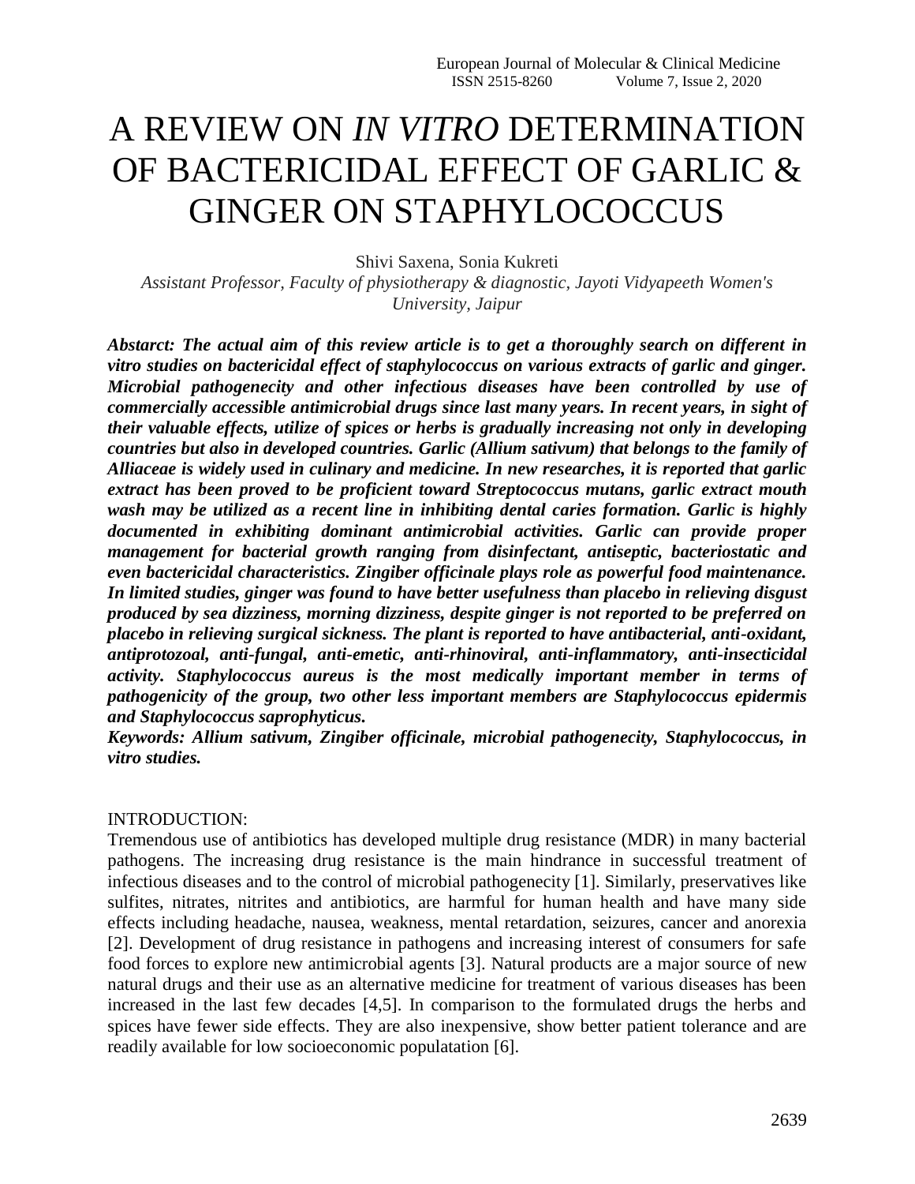# A REVIEW ON *IN VITRO* DETERMINATION OF BACTERICIDAL EFFECT OF GARLIC & GINGER ON STAPHYLOCOCCUS

Shivi Saxena, Sonia Kukreti

*Assistant Professor, Faculty of physiotherapy & diagnostic, Jayoti Vidyapeeth Women's University, Jaipur*

***Abstarct: The actual aim of this review article is to get a thoroughly search on different in vitro studies on bactericidal effect of staphylococcus on various extracts of garlic and ginger. Microbial pathogenecity and other infectious diseases have been controlled by use of commercially accessible antimicrobial drugs since last many years. In recent years, in sight of their valuable effects, utilize of spices or herbs is gradually increasing not only in developing countries but also in developed countries. Garlic (Allium sativum) that belongs to the family of Alliaceae is widely used in culinary and medicine. In new researches, it is reported that garlic extract has been proved to be proficient toward Streptococcus mutans, garlic extract mouth wash may be utilized as a recent line in inhibiting dental caries formation. Garlic is highly documented in exhibiting dominant antimicrobial activities. Garlic can provide proper management for bacterial growth ranging from disinfectant, antiseptic, bacteriostatic and even bactericidal characteristics. Zingiber officinale plays role as powerful food maintenance. In limited studies, ginger was found to have better usefulness than placebo in relieving disgust produced by sea dizziness, morning dizziness, despite ginger is not reported to be preferred on placebo in relieving surgical sickness. The plant is reported to have antibacterial, anti-oxidant, antiprotozoal, anti-fungal, anti-emetic, anti-rhinoviral, anti-inflammatory, anti-insecticidal activity. Staphylococcus aureus is the most medically important member in terms of pathogenicity of the group, two other less important members are Staphylococcus epidermis and Staphylococcus saprophyticus.***

***Keywords: Allium sativum, Zingiber officinale, microbial pathogenecity, Staphylococcus, in vitro studies.***

## INTRODUCTION:

Tremendous use of antibiotics has developed multiple drug resistance (MDR) in many bacterial pathogens. The increasing drug resistance is the main hindrance in successful treatment of infectious diseases and to the control of microbial pathogenecity [1]. Similarly, preservatives like sulfites, nitrates, nitrites and antibiotics, are harmful for human health and have many side effects including headache, nausea, weakness, mental retardation, seizures, cancer and anorexia [2]. Development of drug resistance in pathogens and increasing interest of consumers for safe food forces to explore new antimicrobial agents [3]. Natural products are a major source of new natural drugs and their use as an alternative medicine for treatment of various diseases has been increased in the last few decades [4,5]. In comparison to the formulated drugs the herbs and spices have fewer side effects. They are also inexpensive, show better patient tolerance and are readily available for low socioeconomic populatation [6].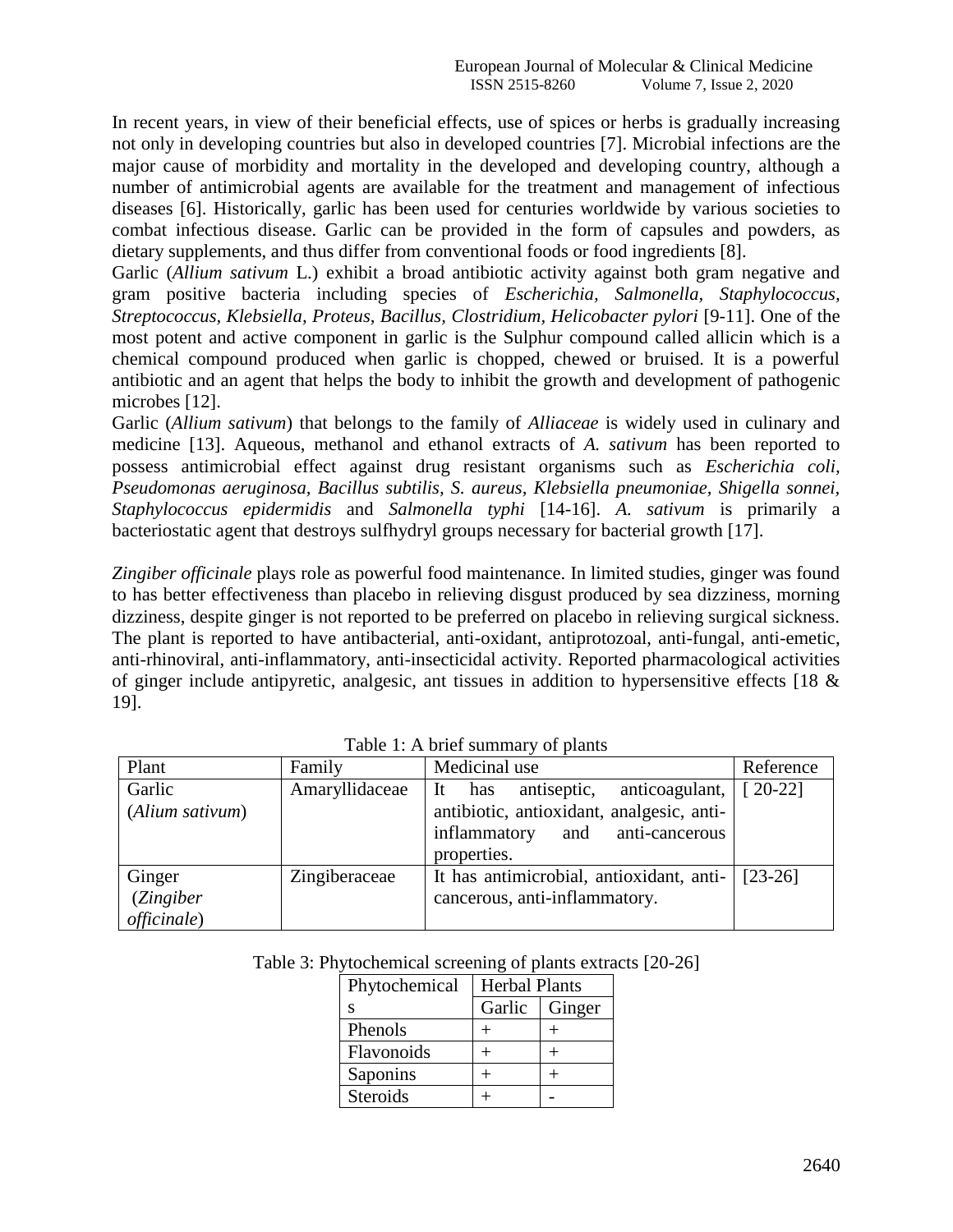In recent years, in view of their beneficial effects, use of spices or herbs is gradually increasing not only in developing countries but also in developed countries [7]. Microbial infections are the major cause of morbidity and mortality in the developed and developing country, although a number of antimicrobial agents are available for the treatment and management of infectious diseases [6]. Historically, garlic has been used for centuries worldwide by various societies to combat infectious disease. Garlic can be provided in the form of capsules and powders, as dietary supplements, and thus differ from conventional foods or food ingredients [8].

Garlic (*Allium sativum* L.) exhibit a broad antibiotic activity against both gram negative and gram positive bacteria including species of *Escherichia, Salmonella, Staphylococcus, Streptococcus, Klebsiella, Proteus, Bacillus, Clostridium, Helicobacter pylori* [9-11]. One of the most potent and active component in garlic is the Sulphur compound called allicin which is a chemical compound produced when garlic is chopped, chewed or bruised. It is a powerful antibiotic and an agent that helps the body to inhibit the growth and development of pathogenic microbes [12].

Garlic (*Allium sativum*) that belongs to the family of *Alliaceae* is widely used in culinary and medicine [13]. Aqueous, methanol and ethanol extracts of *A. sativum* has been reported to possess antimicrobial effect against drug resistant organisms such as *Escherichia coli, Pseudomonas aeruginosa, Bacillus subtilis, S. aureus, Klebsiella pneumoniae, Shigella sonnei, Staphylococcus epidermidis* and *Salmonella typhi* [14-16]. *A. sativum* is primarily a bacteriostatic agent that destroys sulfhydryl groups necessary for bacterial growth [17].

*Zingiber officinale* plays role as powerful food maintenance. In limited studies, ginger was found to has better effectiveness than placebo in relieving disgust produced by sea dizziness, morning dizziness, despite ginger is not reported to be preferred on placebo in relieving surgical sickness. The plant is reported to have antibacterial, anti-oxidant, antiprotozoal, anti-fungal, anti-emetic, anti-rhinoviral, anti-inflammatory, anti-insecticidal activity. Reported pharmacological activities of ginger include antipyretic, analgesic, ant tissues in addition to hypersensitive effects [18 & 19].

Table 1: A brief summary of plants

| Plant | Family | Medicinal use | Reference |
|---|---|---|---|
| Garlic (*Alium sativum*) | Amaryllidaceae | It has antiseptic, anticoagulant, antibiotic, antioxidant, analgesic, anti-inflammatory and anti-cancerous properties. | [ 20-22] |
| Ginger (*Zingiber officinale*) | Zingiberaceae | It has antimicrobial, antioxidant, anti-cancerous, anti-inflammatory. | [23-26] |

Table 3: Phytochemical screening of plants extracts [20-26]

| Phytochemicals | Herbal Plants | |
|---|---|---|
| | Garlic | Ginger |
| Phenols | + | + |
| Flavonoids | + | + |
| Saponins | + | + |
| Steroids | + | - |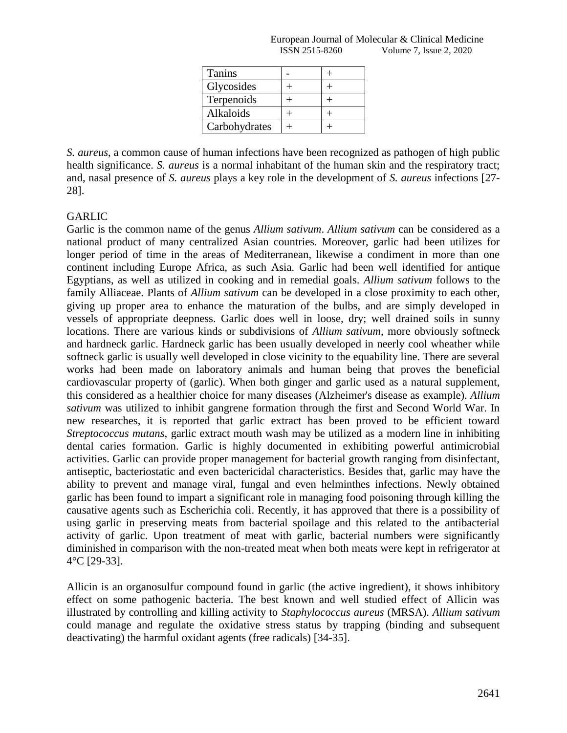| Tanins | - | + |
|---|---|---|
| Glycosides | + | + |
| Terpenoids | + | + |
| Alkaloids | + | + |
| Carbohydrates | + | + |

*S. aureus*, a common cause of human infections have been recognized as pathogen of high public health significance. *S. aureus* is a normal inhabitant of the human skin and the respiratory tract; and, nasal presence of *S. aureus* plays a key role in the development of *S. aureus* infections [27-28].

## GARLIC

Garlic is the common name of the genus *Allium sativum*. *Allium sativum* can be considered as a national product of many centralized Asian countries. Moreover, garlic had been utilizes for longer period of time in the areas of Mediterranean, likewise a condiment in more than one continent including Europe Africa, as such Asia. Garlic had been well identified for antique Egyptians, as well as utilized in cooking and in remedial goals. *Allium sativum* follows to the family Alliaceae. Plants of *Allium sativum* can be developed in a close proximity to each other, giving up proper area to enhance the maturation of the bulbs, and are simply developed in vessels of appropriate deepness. Garlic does well in loose, dry; well drained soils in sunny locations. There are various kinds or subdivisions of *Allium sativum*, more obviously softneck and hardneck garlic. Hardneck garlic has been usually developed in neerly cool wheather while softneck garlic is usually well developed in close vicinity to the equability line. There are several works had been made on laboratory animals and human being that proves the beneficial cardiovascular property of (garlic). When both ginger and garlic used as a natural supplement, this considered as a healthier choice for many diseases (Alzheimer's disease as example). *Allium sativum* was utilized to inhibit gangrene formation through the first and Second World War. In new researches, it is reported that garlic extract has been proved to be efficient toward *Streptococcus mutans*, garlic extract mouth wash may be utilized as a modern line in inhibiting dental caries formation. Garlic is highly documented in exhibiting powerful antimicrobial activities. Garlic can provide proper management for bacterial growth ranging from disinfectant, antiseptic, bacteriostatic and even bactericidal characteristics. Besides that, garlic may have the ability to prevent and manage viral, fungal and even helminthes infections. Newly obtained garlic has been found to impart a significant role in managing food poisoning through killing the causative agents such as Escherichia coli. Recently, it has approved that there is a possibility of using garlic in preserving meats from bacterial spoilage and this related to the antibacterial activity of garlic. Upon treatment of meat with garlic, bacterial numbers were significantly diminished in comparison with the non-treated meat when both meats were kept in refrigerator at 4°C [29-33].

Allicin is an organosulfur compound found in garlic (the active ingredient), it shows inhibitory effect on some pathogenic bacteria. The best known and well studied effect of Allicin was illustrated by controlling and killing activity to *Staphylococcus aureus* (MRSA). *Allium sativum* could manage and regulate the oxidative stress status by trapping (binding and subsequent deactivating) the harmful oxidant agents (free radicals) [34-35].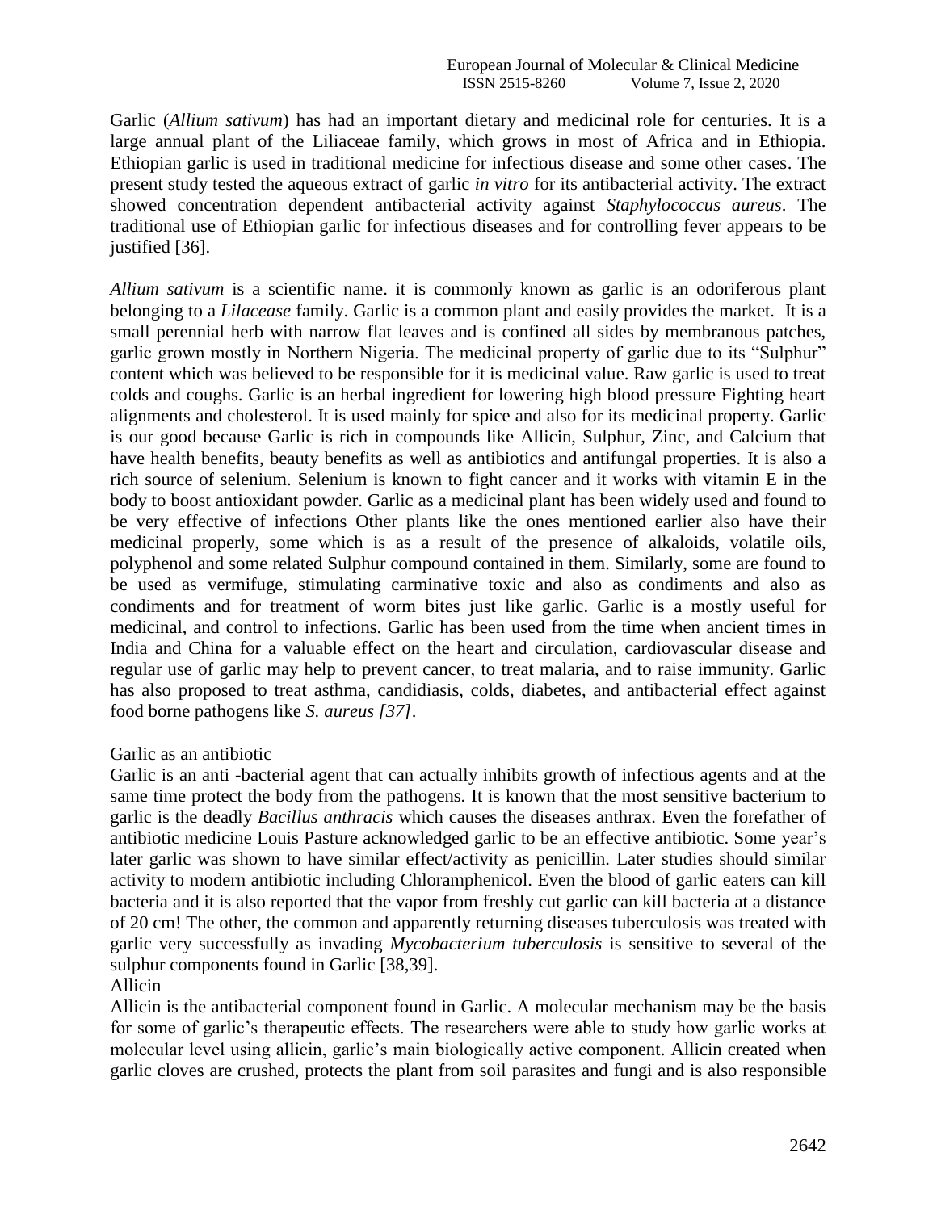Garlic (*Allium sativum*) has had an important dietary and medicinal role for centuries. It is a large annual plant of the Liliaceae family, which grows in most of Africa and in Ethiopia. Ethiopian garlic is used in traditional medicine for infectious disease and some other cases. The present study tested the aqueous extract of garlic *in vitro* for its antibacterial activity. The extract showed concentration dependent antibacterial activity against *Staphylococcus aureus*. The traditional use of Ethiopian garlic for infectious diseases and for controlling fever appears to be justified [36].

*Allium sativum* is a scientific name. it is commonly known as garlic is an odoriferous plant belonging to a *Lilacease* family. Garlic is a common plant and easily provides the market. It is a small perennial herb with narrow flat leaves and is confined all sides by membranous patches, garlic grown mostly in Northern Nigeria. The medicinal property of garlic due to its "Sulphur" content which was believed to be responsible for it is medicinal value. Raw garlic is used to treat colds and coughs. Garlic is an herbal ingredient for lowering high blood pressure Fighting heart alignments and cholesterol. It is used mainly for spice and also for its medicinal property. Garlic is our good because Garlic is rich in compounds like Allicin, Sulphur, Zinc, and Calcium that have health benefits, beauty benefits as well as antibiotics and antifungal properties. It is also a rich source of selenium. Selenium is known to fight cancer and it works with vitamin E in the body to boost antioxidant powder. Garlic as a medicinal plant has been widely used and found to be very effective of infections Other plants like the ones mentioned earlier also have their medicinal properly, some which is as a result of the presence of alkaloids, volatile oils, polyphenol and some related Sulphur compound contained in them. Similarly, some are found to be used as vermifuge, stimulating carminative toxic and also as condiments and also as condiments and for treatment of worm bites just like garlic. Garlic is a mostly useful for medicinal, and control to infections. Garlic has been used from the time when ancient times in India and China for a valuable effect on the heart and circulation, cardiovascular disease and regular use of garlic may help to prevent cancer, to treat malaria, and to raise immunity. Garlic has also proposed to treat asthma, candidiasis, colds, diabetes, and antibacterial effect against food borne pathogens like *S. aureus [37]*.

Garlic as an antibiotic

Garlic is an anti -bacterial agent that can actually inhibits growth of infectious agents and at the same time protect the body from the pathogens. It is known that the most sensitive bacterium to garlic is the deadly *Bacillus anthracis* which causes the diseases anthrax. Even the forefather of antibiotic medicine Louis Pasture acknowledged garlic to be an effective antibiotic. Some year's later garlic was shown to have similar effect/activity as penicillin. Later studies should similar activity to modern antibiotic including Chloramphenicol. Even the blood of garlic eaters can kill bacteria and it is also reported that the vapor from freshly cut garlic can kill bacteria at a distance of 20 cm! The other, the common and apparently returning diseases tuberculosis was treated with garlic very successfully as invading *Mycobacterium tuberculosis* is sensitive to several of the sulphur components found in Garlic [38,39].

Allicin

Allicin is the antibacterial component found in Garlic. A molecular mechanism may be the basis for some of garlic's therapeutic effects. The researchers were able to study how garlic works at molecular level using allicin, garlic's main biologically active component. Allicin created when garlic cloves are crushed, protects the plant from soil parasites and fungi and is also responsible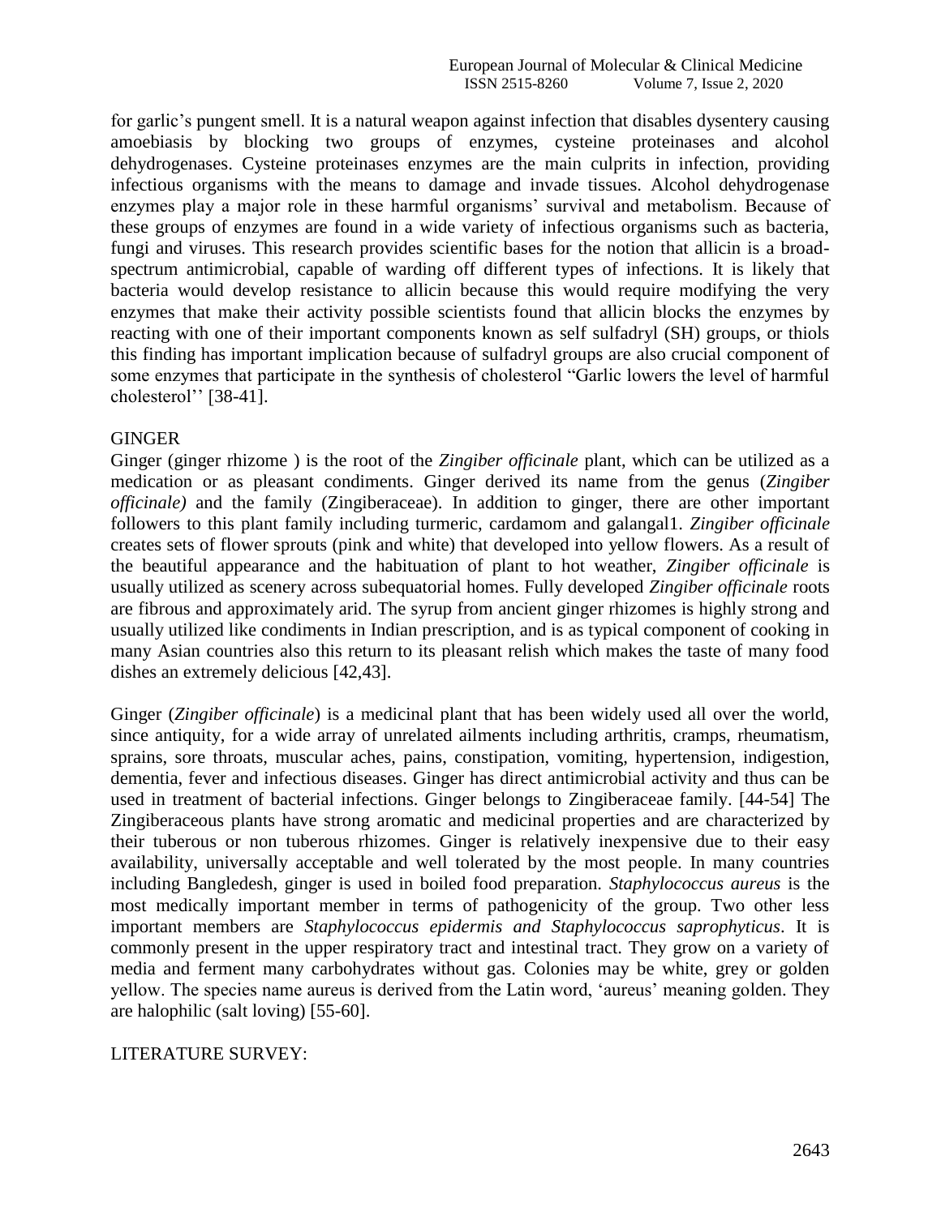for garlic's pungent smell. It is a natural weapon against infection that disables dysentery causing amoebiasis by blocking two groups of enzymes, cysteine proteinases and alcohol dehydrogenases. Cysteine proteinases enzymes are the main culprits in infection, providing infectious organisms with the means to damage and invade tissues. Alcohol dehydrogenase enzymes play a major role in these harmful organisms' survival and metabolism. Because of these groups of enzymes are found in a wide variety of infectious organisms such as bacteria, fungi and viruses. This research provides scientific bases for the notion that allicin is a broad-spectrum antimicrobial, capable of warding off different types of infections. It is likely that bacteria would develop resistance to allicin because this would require modifying the very enzymes that make their activity possible scientists found that allicin blocks the enzymes by reacting with one of their important components known as self sulfadryl (SH) groups, or thiols this finding has important implication because of sulfadryl groups are also crucial component of some enzymes that participate in the synthesis of cholesterol "Garlic lowers the level of harmful cholesterol'' [38-41].

## GINGER

Ginger (ginger rhizome ) is the root of the *Zingiber officinale* plant, which can be utilized as a medication or as pleasant condiments. Ginger derived its name from the genus (*Zingiber officinale)* and the family (Zingiberaceae). In addition to ginger, there are other important followers to this plant family including turmeric, cardamom and galangal1. *Zingiber officinale* creates sets of flower sprouts (pink and white) that developed into yellow flowers. As a result of the beautiful appearance and the habituation of plant to hot weather, *Zingiber officinale* is usually utilized as scenery across subequatorial homes. Fully developed *Zingiber officinale* roots are fibrous and approximately arid. The syrup from ancient ginger rhizomes is highly strong and usually utilized like condiments in Indian prescription, and is as typical component of cooking in many Asian countries also this return to its pleasant relish which makes the taste of many food dishes an extremely delicious [42,43].

Ginger (*Zingiber officinale*) is a medicinal plant that has been widely used all over the world, since antiquity, for a wide array of unrelated ailments including arthritis, cramps, rheumatism, sprains, sore throats, muscular aches, pains, constipation, vomiting, hypertension, indigestion, dementia, fever and infectious diseases. Ginger has direct antimicrobial activity and thus can be used in treatment of bacterial infections. Ginger belongs to Zingiberaceae family. [44-54] The Zingiberaceous plants have strong aromatic and medicinal properties and are characterized by their tuberous or non tuberous rhizomes. Ginger is relatively inexpensive due to their easy availability, universally acceptable and well tolerated by the most people. In many countries including Bangledesh, ginger is used in boiled food preparation. *Staphylococcus aureus* is the most medically important member in terms of pathogenicity of the group. Two other less important members are *Staphylococcus epidermis and Staphylococcus saprophyticus*. It is commonly present in the upper respiratory tract and intestinal tract. They grow on a variety of media and ferment many carbohydrates without gas. Colonies may be white, grey or golden yellow. The species name aureus is derived from the Latin word, 'aureus' meaning golden. They are halophilic (salt loving) [55-60].

## LITERATURE SURVEY: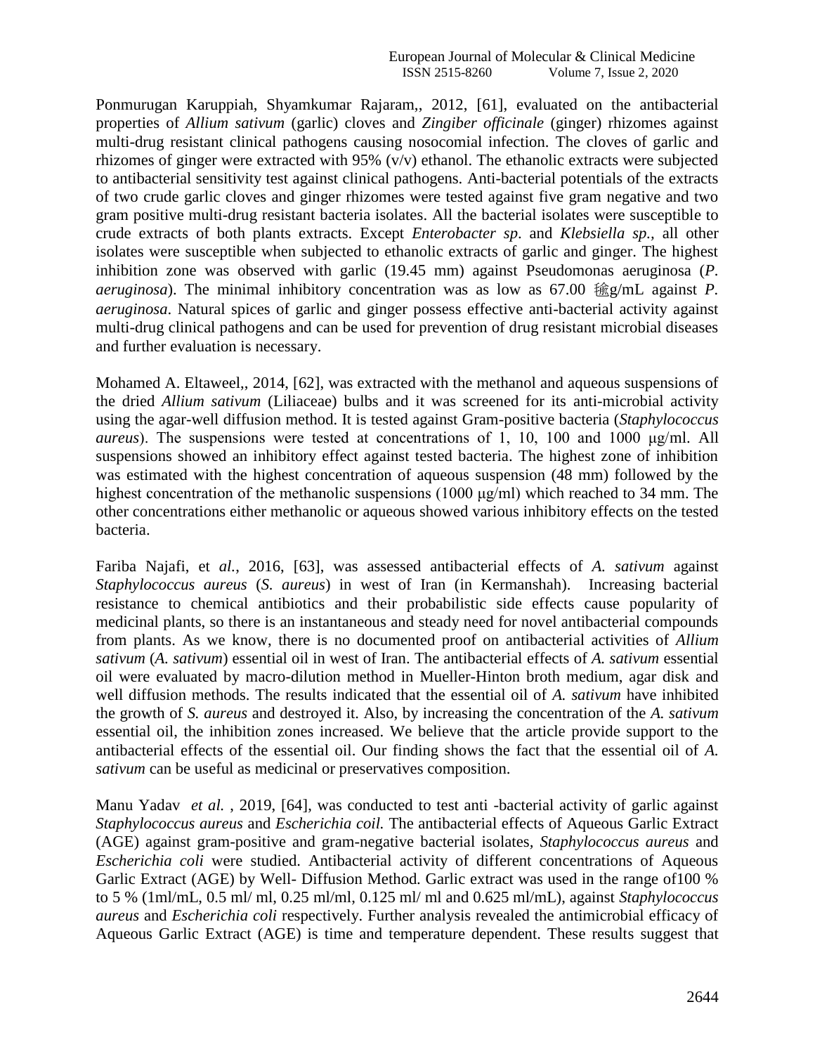Ponmurugan Karuppiah, Shyamkumar Rajaram,, 2012, [61], evaluated on the antibacterial properties of *Allium sativum* (garlic) cloves and *Zingiber officinale* (ginger) rhizomes against multi-drug resistant clinical pathogens causing nosocomial infection. The cloves of garlic and rhizomes of ginger were extracted with 95% (v/v) ethanol. The ethanolic extracts were subjected to antibacterial sensitivity test against clinical pathogens. Anti-bacterial potentials of the extracts of two crude garlic cloves and ginger rhizomes were tested against five gram negative and two gram positive multi-drug resistant bacteria isolates. All the bacterial isolates were susceptible to crude extracts of both plants extracts. Except *Enterobacter sp*. and *Klebsiella sp.*, all other isolates were susceptible when subjected to ethanolic extracts of garlic and ginger. The highest inhibition zone was observed with garlic (19.45 mm) against Pseudomonas aeruginosa (*P. aeruginosa*). The minimal inhibitory concentration was as low as 67.00 μg/mL against *P. aeruginosa*. Natural spices of garlic and ginger possess effective anti-bacterial activity against multi-drug clinical pathogens and can be used for prevention of drug resistant microbial diseases and further evaluation is necessary.

Mohamed A. Eltaweel,, 2014, [62], was extracted with the methanol and aqueous suspensions of the dried *Allium sativum* (Liliaceae) bulbs and it was screened for its anti-microbial activity using the agar-well diffusion method. It is tested against Gram-positive bacteria (*Staphylococcus aureus*). The suspensions were tested at concentrations of 1, 10, 100 and 1000 μg/ml. All suspensions showed an inhibitory effect against tested bacteria. The highest zone of inhibition was estimated with the highest concentration of aqueous suspension (48 mm) followed by the highest concentration of the methanolic suspensions (1000 μg/ml) which reached to 34 mm. The other concentrations either methanolic or aqueous showed various inhibitory effects on the tested bacteria.

Fariba Najafi, et *al.*, 2016, [63], was assessed antibacterial effects of *A. sativum* against *Staphylococcus aureus* (*S. aureus*) in west of Iran (in Kermanshah). Increasing bacterial resistance to chemical antibiotics and their probabilistic side effects cause popularity of medicinal plants, so there is an instantaneous and steady need for novel antibacterial compounds from plants. As we know, there is no documented proof on antibacterial activities of *Allium sativum* (*A. sativum*) essential oil in west of Iran. The antibacterial effects of *A. sativum* essential oil were evaluated by macro-dilution method in Mueller-Hinton broth medium, agar disk and well diffusion methods. The results indicated that the essential oil of *A. sativum* have inhibited the growth of *S. aureus* and destroyed it. Also, by increasing the concentration of the *A. sativum* essential oil, the inhibition zones increased. We believe that the article provide support to the antibacterial effects of the essential oil. Our finding shows the fact that the essential oil of *A. sativum* can be useful as medicinal or preservatives composition.

Manu Yadav *et al.* , 2019, [64], was conducted to test anti -bacterial activity of garlic against *Staphylococcus aureus* and *Escherichia coil.* The antibacterial effects of Aqueous Garlic Extract (AGE) against gram-positive and gram-negative bacterial isolates, *Staphylococcus aureus* and *Escherichia coli* were studied. Antibacterial activity of different concentrations of Aqueous Garlic Extract (AGE) by Well- Diffusion Method. Garlic extract was used in the range of100 % to 5 % (1ml/mL, 0.5 ml/ ml, 0.25 ml/ml, 0.125 ml/ ml and 0.625 ml/mL), against *Staphylococcus aureus* and *Escherichia coli* respectively. Further analysis revealed the antimicrobial efficacy of Aqueous Garlic Extract (AGE) is time and temperature dependent. These results suggest that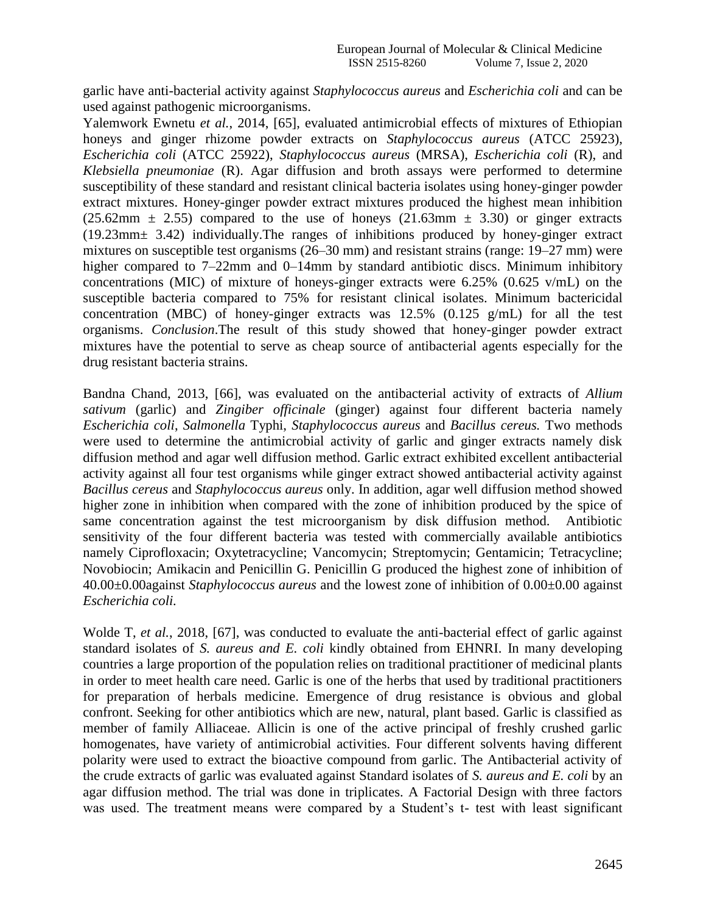garlic have anti-bacterial activity against *Staphylococcus aureus* and *Escherichia coli* and can be used against pathogenic microorganisms.

Yalemwork Ewnetu *et al.*, 2014, [65], evaluated antimicrobial effects of mixtures of Ethiopian honeys and ginger rhizome powder extracts on *Staphylococcus aureus* (ATCC 25923), *Escherichia coli* (ATCC 25922), *Staphylococcus aureus* (MRSA), *Escherichia coli* (R), and *Klebsiella pneumoniae* (R). Agar diffusion and broth assays were performed to determine susceptibility of these standard and resistant clinical bacteria isolates using honey-ginger powder extract mixtures. Honey-ginger powder extract mixtures produced the highest mean inhibition (25.62mm ± 2.55) compared to the use of honeys (21.63mm ± 3.30) or ginger extracts (19.23mm± 3.42) individually.The ranges of inhibitions produced by honey-ginger extract mixtures on susceptible test organisms (26–30 mm) and resistant strains (range: 19–27 mm) were higher compared to 7–22mm and 0–14mm by standard antibiotic discs. Minimum inhibitory concentrations (MIC) of mixture of honeys-ginger extracts were 6.25% (0.625 v/mL) on the susceptible bacteria compared to 75% for resistant clinical isolates. Minimum bactericidal concentration (MBC) of honey-ginger extracts was 12.5% (0.125 g/mL) for all the test organisms. *Conclusion*.The result of this study showed that honey-ginger powder extract mixtures have the potential to serve as cheap source of antibacterial agents especially for the drug resistant bacteria strains.

Bandna Chand, 2013, [66], was evaluated on the antibacterial activity of extracts of *Allium sativum* (garlic) and *Zingiber officinale* (ginger) against four different bacteria namely *Escherichia coli*, *Salmonella* Typhi, *Staphylococcus aureus* and *Bacillus cereus.* Two methods were used to determine the antimicrobial activity of garlic and ginger extracts namely disk diffusion method and agar well diffusion method. Garlic extract exhibited excellent antibacterial activity against all four test organisms while ginger extract showed antibacterial activity against *Bacillus cereus* and *Staphylococcus aureus* only. In addition, agar well diffusion method showed higher zone in inhibition when compared with the zone of inhibition produced by the spice of same concentration against the test microorganism by disk diffusion method. Antibiotic sensitivity of the four different bacteria was tested with commercially available antibiotics namely Ciprofloxacin; Oxytetracycline; Vancomycin; Streptomycin; Gentamicin; Tetracycline; Novobiocin; Amikacin and Penicillin G. Penicillin G produced the highest zone of inhibition of 40.00±0.00against *Staphylococcus aureus* and the lowest zone of inhibition of 0.00±0.00 against *Escherichia coli.*

Wolde T, *et al.*, 2018, [67], was conducted to evaluate the anti-bacterial effect of garlic against standard isolates of *S. aureus and E. coli* kindly obtained from EHNRI. In many developing countries a large proportion of the population relies on traditional practitioner of medicinal plants in order to meet health care need. Garlic is one of the herbs that used by traditional practitioners for preparation of herbals medicine. Emergence of drug resistance is obvious and global confront. Seeking for other antibiotics which are new, natural, plant based. Garlic is classified as member of family Alliaceae. Allicin is one of the active principal of freshly crushed garlic homogenates, have variety of antimicrobial activities. Four different solvents having different polarity were used to extract the bioactive compound from garlic. The Antibacterial activity of the crude extracts of garlic was evaluated against Standard isolates of *S. aureus and E. coli* by an agar diffusion method. The trial was done in triplicates. A Factorial Design with three factors was used. The treatment means were compared by a Student's t- test with least significant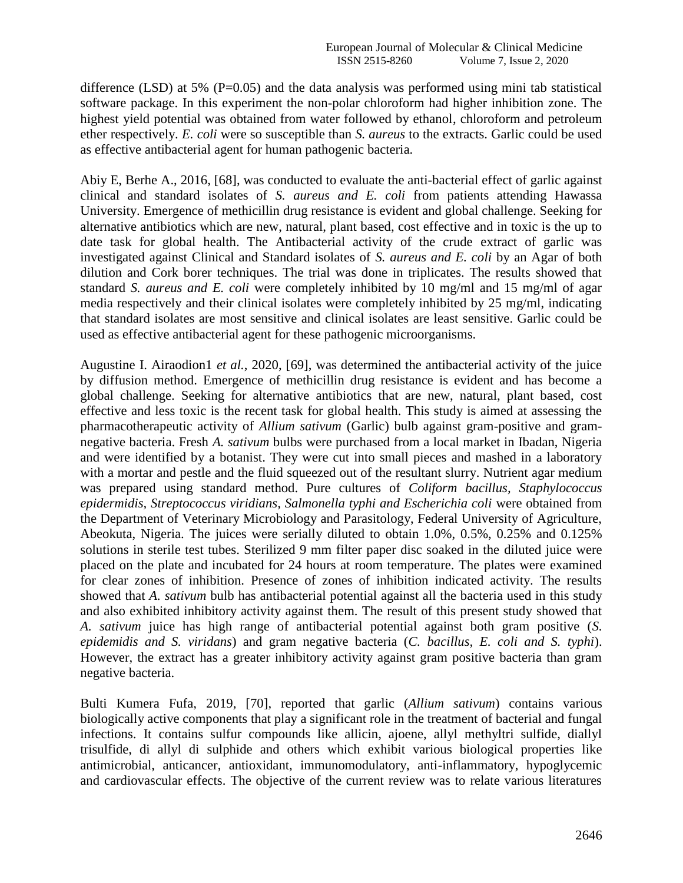difference (LSD) at 5% (P=0.05) and the data analysis was performed using mini tab statistical software package. In this experiment the non-polar chloroform had higher inhibition zone. The highest yield potential was obtained from water followed by ethanol, chloroform and petroleum ether respectively. *E. coli* were so susceptible than *S. aureus* to the extracts. Garlic could be used as effective antibacterial agent for human pathogenic bacteria.

Abiy E, Berhe A., 2016, [68], was conducted to evaluate the anti-bacterial effect of garlic against clinical and standard isolates of *S. aureus and E. coli* from patients attending Hawassa University. Emergence of methicillin drug resistance is evident and global challenge. Seeking for alternative antibiotics which are new, natural, plant based, cost effective and in toxic is the up to date task for global health. The Antibacterial activity of the crude extract of garlic was investigated against Clinical and Standard isolates of *S. aureus and E. coli* by an Agar of both dilution and Cork borer techniques. The trial was done in triplicates. The results showed that standard *S. aureus and E. coli* were completely inhibited by 10 mg/ml and 15 mg/ml of agar media respectively and their clinical isolates were completely inhibited by 25 mg/ml, indicating that standard isolates are most sensitive and clinical isolates are least sensitive. Garlic could be used as effective antibacterial agent for these pathogenic microorganisms.

Augustine I. Airaodion1 *et al.*, 2020, [69], was determined the antibacterial activity of the juice by diffusion method. Emergence of methicillin drug resistance is evident and has become a global challenge. Seeking for alternative antibiotics that are new, natural, plant based, cost effective and less toxic is the recent task for global health. This study is aimed at assessing the pharmacotherapeutic activity of *Allium sativum* (Garlic) bulb against gram-positive and gram-negative bacteria. Fresh *A. sativum* bulbs were purchased from a local market in Ibadan, Nigeria and were identified by a botanist. They were cut into small pieces and mashed in a laboratory with a mortar and pestle and the fluid squeezed out of the resultant slurry. Nutrient agar medium was prepared using standard method. Pure cultures of *Coliform bacillus, Staphylococcus epidermidis, Streptococcus viridians, Salmonella typhi and Escherichia coli* were obtained from the Department of Veterinary Microbiology and Parasitology, Federal University of Agriculture, Abeokuta, Nigeria. The juices were serially diluted to obtain 1.0%, 0.5%, 0.25% and 0.125% solutions in sterile test tubes. Sterilized 9 mm filter paper disc soaked in the diluted juice were placed on the plate and incubated for 24 hours at room temperature. The plates were examined for clear zones of inhibition. Presence of zones of inhibition indicated activity. The results showed that *A. sativum* bulb has antibacterial potential against all the bacteria used in this study and also exhibited inhibitory activity against them. The result of this present study showed that *A. sativum* juice has high range of antibacterial potential against both gram positive (*S. epidemidis and S. viridans*) and gram negative bacteria (*C. bacillus, E. coli and S. typhi*). However, the extract has a greater inhibitory activity against gram positive bacteria than gram negative bacteria.

Bulti Kumera Fufa, 2019, [70], reported that garlic (*Allium sativum*) contains various biologically active components that play a significant role in the treatment of bacterial and fungal infections. It contains sulfur compounds like allicin, ajoene, allyl methyltri sulfide, diallyl trisulfide, di allyl di sulphide and others which exhibit various biological properties like antimicrobial, anticancer, antioxidant, immunomodulatory, anti-inflammatory, hypoglycemic and cardiovascular effects. The objective of the current review was to relate various literatures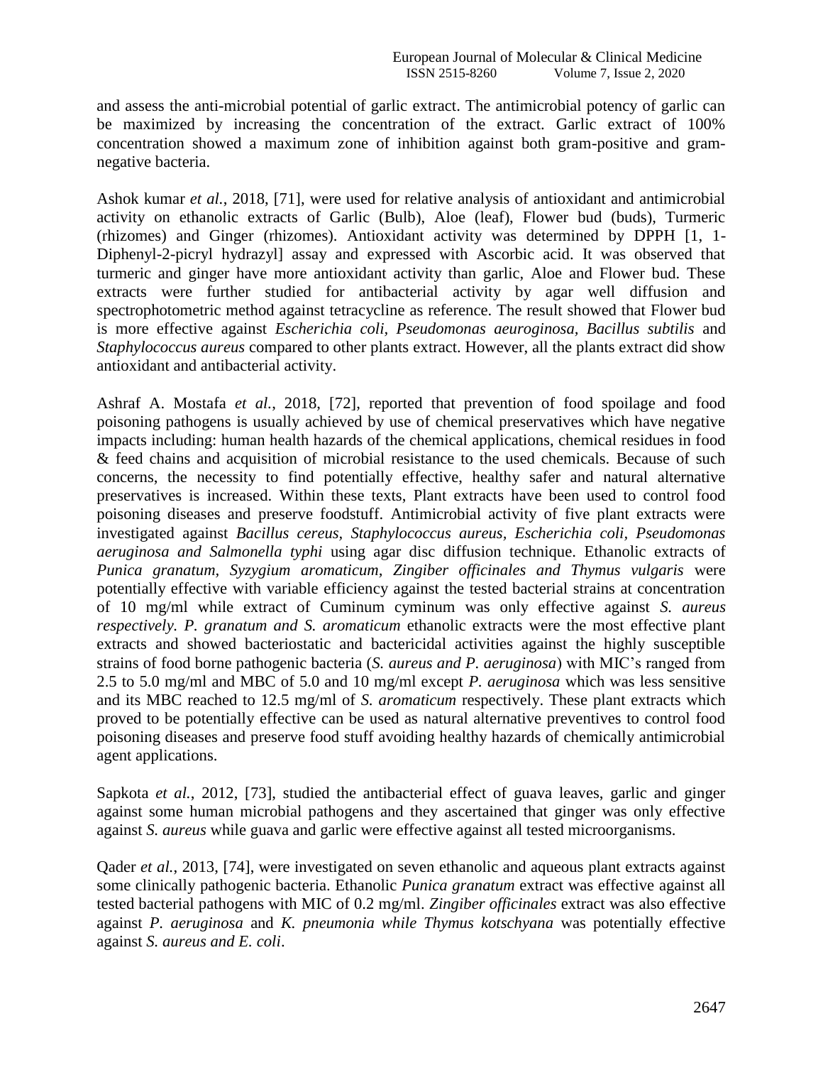and assess the anti-microbial potential of garlic extract. The antimicrobial potency of garlic can be maximized by increasing the concentration of the extract. Garlic extract of 100% concentration showed a maximum zone of inhibition against both gram-positive and gram-negative bacteria.

Ashok kumar *et al.*, 2018, [71], were used for relative analysis of antioxidant and antimicrobial activity on ethanolic extracts of Garlic (Bulb), Aloe (leaf), Flower bud (buds), Turmeric (rhizomes) and Ginger (rhizomes). Antioxidant activity was determined by DPPH [1, 1-Diphenyl-2-picryl hydrazyl] assay and expressed with Ascorbic acid. It was observed that turmeric and ginger have more antioxidant activity than garlic, Aloe and Flower bud. These extracts were further studied for antibacterial activity by agar well diffusion and spectrophotometric method against tetracycline as reference. The result showed that Flower bud is more effective against *Escherichia coli, Pseudomonas aeuroginosa, Bacillus subtilis* and *Staphylococcus aureus* compared to other plants extract. However, all the plants extract did show antioxidant and antibacterial activity.

Ashraf A. Mostafa *et al.*, 2018, [72], reported that prevention of food spoilage and food poisoning pathogens is usually achieved by use of chemical preservatives which have negative impacts including: human health hazards of the chemical applications, chemical residues in food & feed chains and acquisition of microbial resistance to the used chemicals. Because of such concerns, the necessity to find potentially effective, healthy safer and natural alternative preservatives is increased. Within these texts, Plant extracts have been used to control food poisoning diseases and preserve foodstuff. Antimicrobial activity of five plant extracts were investigated against *Bacillus cereus, Staphylococcus aureus, Escherichia coli, Pseudomonas aeruginosa and Salmonella typhi* using agar disc diffusion technique. Ethanolic extracts of *Punica granatum, Syzygium aromaticum, Zingiber officinales and Thymus vulgaris* were potentially effective with variable efficiency against the tested bacterial strains at concentration of 10 mg/ml while extract of Cuminum cyminum was only effective against *S. aureus respectively. P. granatum and S. aromaticum* ethanolic extracts were the most effective plant extracts and showed bacteriostatic and bactericidal activities against the highly susceptible strains of food borne pathogenic bacteria (*S. aureus and P. aeruginosa*) with MIC's ranged from 2.5 to 5.0 mg/ml and MBC of 5.0 and 10 mg/ml except *P. aeruginosa* which was less sensitive and its MBC reached to 12.5 mg/ml of *S. aromaticum* respectively. These plant extracts which proved to be potentially effective can be used as natural alternative preventives to control food poisoning diseases and preserve food stuff avoiding healthy hazards of chemically antimicrobial agent applications.

Sapkota *et al.*, 2012, [73], studied the antibacterial effect of guava leaves, garlic and ginger against some human microbial pathogens and they ascertained that ginger was only effective against *S. aureus* while guava and garlic were effective against all tested microorganisms.

Qader *et al.*, 2013, [74], were investigated on seven ethanolic and aqueous plant extracts against some clinically pathogenic bacteria. Ethanolic *Punica granatum* extract was effective against all tested bacterial pathogens with MIC of 0.2 mg/ml. *Zingiber officinales* extract was also effective against *P. aeruginosa* and *K. pneumonia while Thymus kotschyana* was potentially effective against *S. aureus and E. coli*.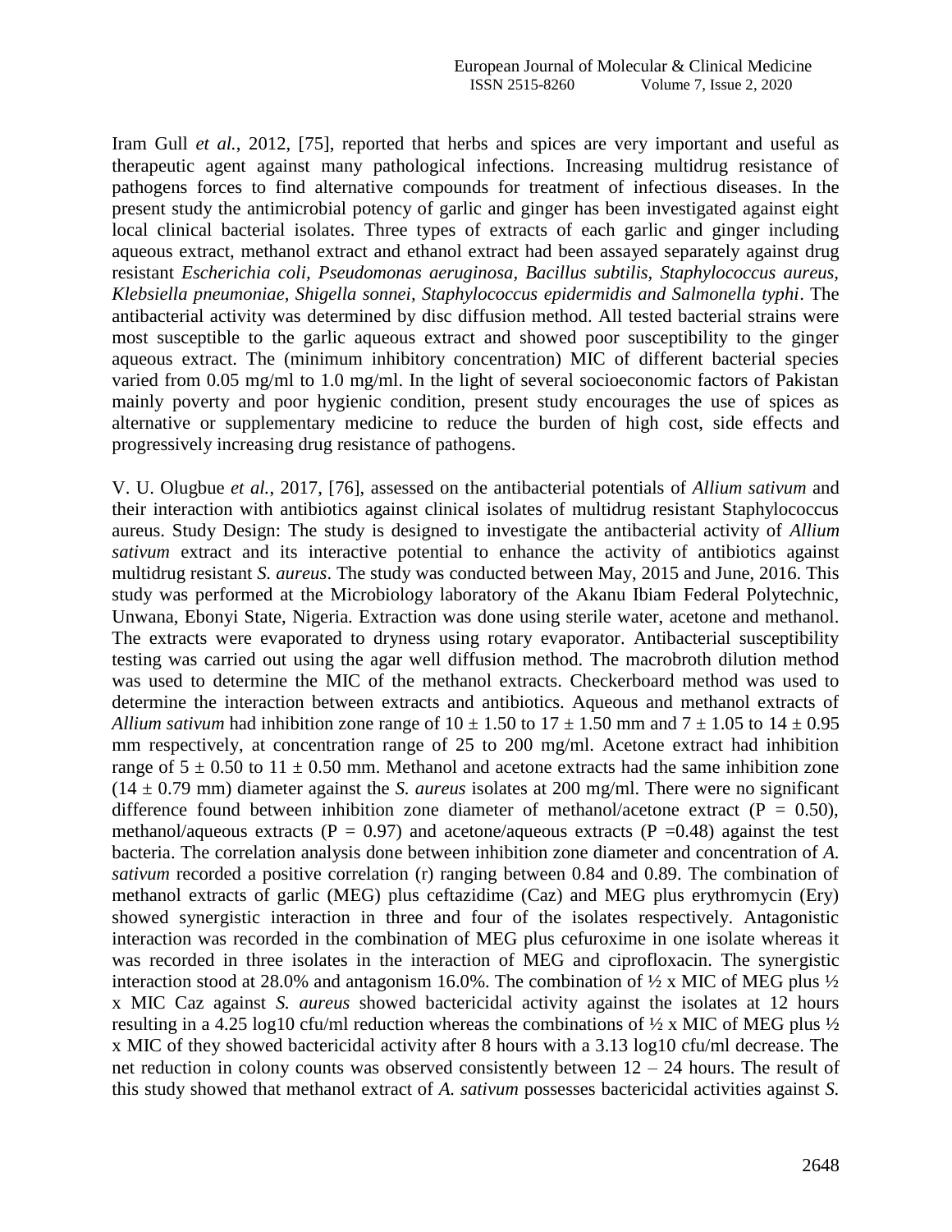Iram Gull *et al.*, 2012, [75], reported that herbs and spices are very important and useful as therapeutic agent against many pathological infections. Increasing multidrug resistance of pathogens forces to find alternative compounds for treatment of infectious diseases. In the present study the antimicrobial potency of garlic and ginger has been investigated against eight local clinical bacterial isolates. Three types of extracts of each garlic and ginger including aqueous extract, methanol extract and ethanol extract had been assayed separately against drug resistant *Escherichia coli, Pseudomonas aeruginosa, Bacillus subtilis, Staphylococcus aureus, Klebsiella pneumoniae, Shigella sonnei, Staphylococcus epidermidis and Salmonella typhi*. The antibacterial activity was determined by disc diffusion method. All tested bacterial strains were most susceptible to the garlic aqueous extract and showed poor susceptibility to the ginger aqueous extract. The (minimum inhibitory concentration) MIC of different bacterial species varied from 0.05 mg/ml to 1.0 mg/ml. In the light of several socioeconomic factors of Pakistan mainly poverty and poor hygienic condition, present study encourages the use of spices as alternative or supplementary medicine to reduce the burden of high cost, side effects and progressively increasing drug resistance of pathogens.

V. U. Olugbue *et al.*, 2017, [76], assessed on the antibacterial potentials of *Allium sativum* and their interaction with antibiotics against clinical isolates of multidrug resistant Staphylococcus aureus. Study Design: The study is designed to investigate the antibacterial activity of *Allium sativum* extract and its interactive potential to enhance the activity of antibiotics against multidrug resistant *S. aureus*. The study was conducted between May, 2015 and June, 2016. This study was performed at the Microbiology laboratory of the Akanu Ibiam Federal Polytechnic, Unwana, Ebonyi State, Nigeria. Extraction was done using sterile water, acetone and methanol. The extracts were evaporated to dryness using rotary evaporator. Antibacterial susceptibility testing was carried out using the agar well diffusion method. The macrobroth dilution method was used to determine the MIC of the methanol extracts. Checkerboard method was used to determine the interaction between extracts and antibiotics. Aqueous and methanol extracts of *Allium sativum* had inhibition zone range of $10 \pm 1.50$ to $17 \pm 1.50$ mm and $7 \pm 1.05$ to $14 \pm 0.95$ mm respectively, at concentration range of 25 to 200 mg/ml. Acetone extract had inhibition range of $5 \pm 0.50$ to $11 \pm 0.50$ mm. Methanol and acetone extracts had the same inhibition zone ($14 \pm 0.79$ mm) diameter against the *S. aureus* isolates at 200 mg/ml. There were no significant difference found between inhibition zone diameter of methanol/acetone extract ($P = 0.50$), methanol/aqueous extracts ($P = 0.97$) and acetone/aqueous extracts ($P = 0.48$) against the test bacteria. The correlation analysis done between inhibition zone diameter and concentration of *A. sativum* recorded a positive correlation (r) ranging between 0.84 and 0.89. The combination of methanol extracts of garlic (MEG) plus ceftazidime (Caz) and MEG plus erythromycin (Ery) showed synergistic interaction in three and four of the isolates respectively. Antagonistic interaction was recorded in the combination of MEG plus cefuroxime in one isolate whereas it was recorded in three isolates in the interaction of MEG and ciprofloxacin. The synergistic interaction stood at 28.0% and antagonism 16.0%. The combination of ½ x MIC of MEG plus ½ x MIC Caz against *S. aureus* showed bactericidal activity against the isolates at 12 hours resulting in a 4.25 log10 cfu/ml reduction whereas the combinations of ½ x MIC of MEG plus ½ x MIC of they showed bactericidal activity after 8 hours with a 3.13 log10 cfu/ml decrease. The net reduction in colony counts was observed consistently between 12 – 24 hours. The result of this study showed that methanol extract of *A. sativum* possesses bactericidal activities against *S.*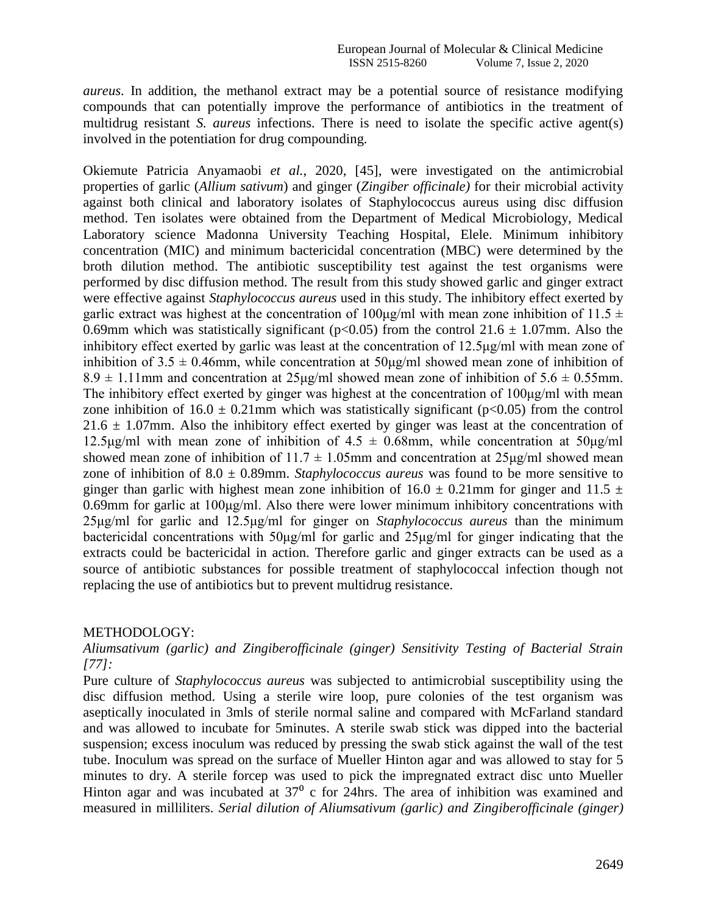*aureus*. In addition, the methanol extract may be a potential source of resistance modifying compounds that can potentially improve the performance of antibiotics in the treatment of multidrug resistant *S. aureus* infections. There is need to isolate the specific active agent(s) involved in the potentiation for drug compounding.

Okiemute Patricia Anyamaobi *et al.*, 2020, [45], were investigated on the antimicrobial properties of garlic (*Allium sativum*) and ginger (*Zingiber officinale)* for their microbial activity against both clinical and laboratory isolates of Staphylococcus aureus using disc diffusion method. Ten isolates were obtained from the Department of Medical Microbiology, Medical Laboratory science Madonna University Teaching Hospital, Elele. Minimum inhibitory concentration (MIC) and minimum bactericidal concentration (MBC) were determined by the broth dilution method. The antibiotic susceptibility test against the test organisms were performed by disc diffusion method. The result from this study showed garlic and ginger extract were effective against *Staphylococcus aureus* used in this study. The inhibitory effect exerted by garlic extract was highest at the concentration of 100μg/ml with mean zone inhibition of $11.5 \pm 0.69$mm which was statistically significant ($p<0.05$) from the control $21.6 \pm 1.07$mm. Also the inhibitory effect exerted by garlic was least at the concentration of 12.5μg/ml with mean zone of inhibition of $3.5 \pm 0.46$mm, while concentration at 50μg/ml showed mean zone of inhibition of $8.9 \pm 1.11$mm and concentration at 25μg/ml showed mean zone of inhibition of $5.6 \pm 0.55$mm. The inhibitory effect exerted by ginger was highest at the concentration of 100μg/ml with mean zone inhibition of $16.0 \pm 0.21$mm which was statistically significant ($p<0.05$) from the control $21.6 \pm 1.07$mm. Also the inhibitory effect exerted by ginger was least at the concentration of 12.5μg/ml with mean zone of inhibition of $4.5 \pm 0.68$mm, while concentration at 50μg/ml showed mean zone of inhibition of $11.7 \pm 1.05$mm and concentration at 25μg/ml showed mean zone of inhibition of $8.0 \pm 0.89$mm. *Staphylococcus aureus* was found to be more sensitive to ginger than garlic with highest mean zone inhibition of $16.0 \pm 0.21$mm for ginger and $11.5 \pm 0.69$mm for garlic at 100μg/ml. Also there were lower minimum inhibitory concentrations with 25μg/ml for garlic and 12.5μg/ml for ginger on *Staphylococcus aureus* than the minimum bactericidal concentrations with 50μg/ml for garlic and 25μg/ml for ginger indicating that the extracts could be bactericidal in action. Therefore garlic and ginger extracts can be used as a source of antibiotic substances for possible treatment of staphylococcal infection though not replacing the use of antibiotics but to prevent multidrug resistance.

## METHODOLOGY:

*Aliumsativum (garlic) and Zingiberofficinale (ginger) Sensitivity Testing of Bacterial Strain [77]:*

Pure culture of *Staphylococcus aureus* was subjected to antimicrobial susceptibility using the disc diffusion method. Using a sterile wire loop, pure colonies of the test organism was aseptically inoculated in 3mls of sterile normal saline and compared with McFarland standard and was allowed to incubate for 5minutes. A sterile swab stick was dipped into the bacterial suspension; excess inoculum was reduced by pressing the swab stick against the wall of the test tube. Inoculum was spread on the surface of Mueller Hinton agar and was allowed to stay for 5 minutes to dry. A sterile forcep was used to pick the impregnated extract disc unto Mueller Hinton agar and was incubated at $37^0$ c for 24hrs. The area of inhibition was examined and measured in milliliters. *Serial dilution of Aliumsativum (garlic) and Zingiberofficinale (ginger)*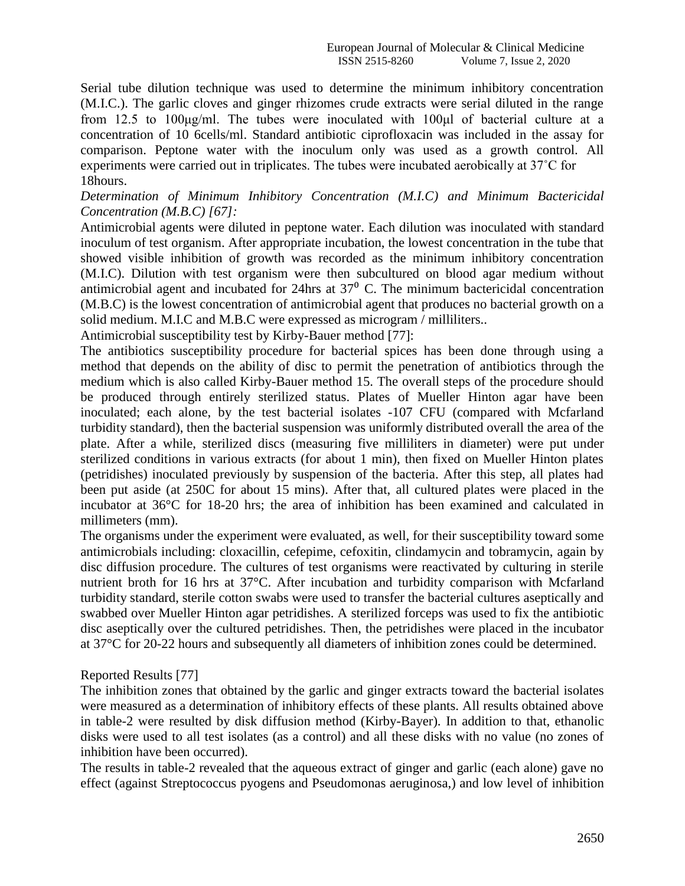Serial tube dilution technique was used to determine the minimum inhibitory concentration (M.I.C.). The garlic cloves and ginger rhizomes crude extracts were serial diluted in the range from 12.5 to 100μg/ml. The tubes were inoculated with 100μl of bacterial culture at a concentration of 10 6cells/ml. Standard antibiotic ciprofloxacin was included in the assay for comparison. Peptone water with the inoculum only was used as a growth control. All experiments were carried out in triplicates. The tubes were incubated aerobically at 37˚C for 18hours.

*Determination of Minimum Inhibitory Concentration (M.I.C) and Minimum Bactericidal Concentration (M.B.C) [67]:*

Antimicrobial agents were diluted in peptone water. Each dilution was inoculated with standard inoculum of test organism. After appropriate incubation, the lowest concentration in the tube that showed visible inhibition of growth was recorded as the minimum inhibitory concentration (M.I.C). Dilution with test organism were then subcultured on blood agar medium without antimicrobial agent and incubated for 24hrs at $37^0$ C. The minimum bactericidal concentration (M.B.C) is the lowest concentration of antimicrobial agent that produces no bacterial growth on a solid medium. M.I.C and M.B.C were expressed as microgram / milliliters..

Antimicrobial susceptibility test by Kirby-Bauer method [77]:

The antibiotics susceptibility procedure for bacterial spices has been done through using a method that depends on the ability of disc to permit the penetration of antibiotics through the medium which is also called Kirby-Bauer method 15. The overall steps of the procedure should be produced through entirely sterilized status. Plates of Mueller Hinton agar have been inoculated; each alone, by the test bacterial isolates -107 CFU (compared with Mcfarland turbidity standard), then the bacterial suspension was uniformly distributed overall the area of the plate. After a while, sterilized discs (measuring five milliliters in diameter) were put under sterilized conditions in various extracts (for about 1 min), then fixed on Mueller Hinton plates (petridishes) inoculated previously by suspension of the bacteria. After this step, all plates had been put aside (at 250C for about 15 mins). After that, all cultured plates were placed in the incubator at 36°C for 18-20 hrs; the area of inhibition has been examined and calculated in millimeters (mm).

The organisms under the experiment were evaluated, as well, for their susceptibility toward some antimicrobials including: cloxacillin, cefepime, cefoxitin, clindamycin and tobramycin, again by disc diffusion procedure. The cultures of test organisms were reactivated by culturing in sterile nutrient broth for 16 hrs at 37°C. After incubation and turbidity comparison with Mcfarland turbidity standard, sterile cotton swabs were used to transfer the bacterial cultures aseptically and swabbed over Mueller Hinton agar petridishes. A sterilized forceps was used to fix the antibiotic disc aseptically over the cultured petridishes. Then, the petridishes were placed in the incubator at 37°C for 20-22 hours and subsequently all diameters of inhibition zones could be determined.

Reported Results [77]

The inhibition zones that obtained by the garlic and ginger extracts toward the bacterial isolates were measured as a determination of inhibitory effects of these plants. All results obtained above in table-2 were resulted by disk diffusion method (Kirby-Bayer). In addition to that, ethanolic disks were used to all test isolates (as a control) and all these disks with no value (no zones of inhibition have been occurred).

The results in table-2 revealed that the aqueous extract of ginger and garlic (each alone) gave no effect (against Streptococcus pyogens and Pseudomonas aeruginosa,) and low level of inhibition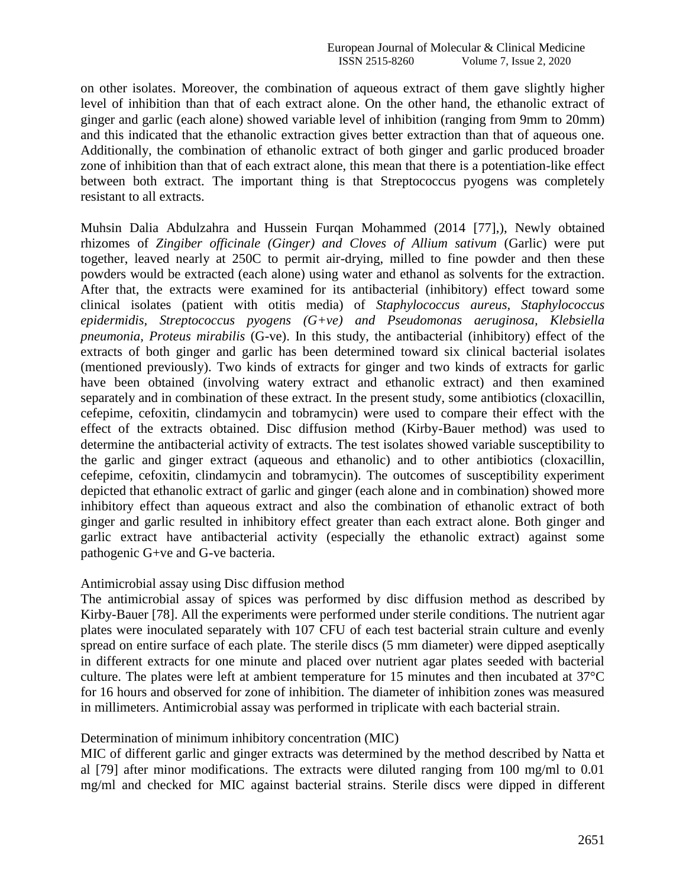on other isolates. Moreover, the combination of aqueous extract of them gave slightly higher level of inhibition than that of each extract alone. On the other hand, the ethanolic extract of ginger and garlic (each alone) showed variable level of inhibition (ranging from 9mm to 20mm) and this indicated that the ethanolic extraction gives better extraction than that of aqueous one. Additionally, the combination of ethanolic extract of both ginger and garlic produced broader zone of inhibition than that of each extract alone, this mean that there is a potentiation-like effect between both extract. The important thing is that Streptococcus pyogens was completely resistant to all extracts.

Muhsin Dalia Abdulzahra and Hussein Furqan Mohammed (2014 [77],), Newly obtained rhizomes of *Zingiber officinale (Ginger) and Cloves of Allium sativum* (Garlic) were put together, leaved nearly at 250C to permit air-drying, milled to fine powder and then these powders would be extracted (each alone) using water and ethanol as solvents for the extraction. After that, the extracts were examined for its antibacterial (inhibitory) effect toward some clinical isolates (patient with otitis media) of *Staphylococcus aureus, Staphylococcus epidermidis, Streptococcus pyogens (G+ve) and Pseudomonas aeruginosa, Klebsiella pneumonia, Proteus mirabilis* (G-ve). In this study, the antibacterial (inhibitory) effect of the extracts of both ginger and garlic has been determined toward six clinical bacterial isolates (mentioned previously). Two kinds of extracts for ginger and two kinds of extracts for garlic have been obtained (involving watery extract and ethanolic extract) and then examined separately and in combination of these extract. In the present study, some antibiotics (cloxacillin, cefepime, cefoxitin, clindamycin and tobramycin) were used to compare their effect with the effect of the extracts obtained. Disc diffusion method (Kirby-Bauer method) was used to determine the antibacterial activity of extracts. The test isolates showed variable susceptibility to the garlic and ginger extract (aqueous and ethanolic) and to other antibiotics (cloxacillin, cefepime, cefoxitin, clindamycin and tobramycin). The outcomes of susceptibility experiment depicted that ethanolic extract of garlic and ginger (each alone and in combination) showed more inhibitory effect than aqueous extract and also the combination of ethanolic extract of both ginger and garlic resulted in inhibitory effect greater than each extract alone. Both ginger and garlic extract have antibacterial activity (especially the ethanolic extract) against some pathogenic G+ve and G-ve bacteria.

Antimicrobial assay using Disc diffusion method

The antimicrobial assay of spices was performed by disc diffusion method as described by Kirby-Bauer [78]. All the experiments were performed under sterile conditions. The nutrient agar plates were inoculated separately with 107 CFU of each test bacterial strain culture and evenly spread on entire surface of each plate. The sterile discs (5 mm diameter) were dipped aseptically in different extracts for one minute and placed over nutrient agar plates seeded with bacterial culture. The plates were left at ambient temperature for 15 minutes and then incubated at 37°C for 16 hours and observed for zone of inhibition. The diameter of inhibition zones was measured in millimeters. Antimicrobial assay was performed in triplicate with each bacterial strain.

Determination of minimum inhibitory concentration (MIC)

MIC of different garlic and ginger extracts was determined by the method described by Natta et al [79] after minor modifications. The extracts were diluted ranging from 100 mg/ml to 0.01 mg/ml and checked for MIC against bacterial strains. Sterile discs were dipped in different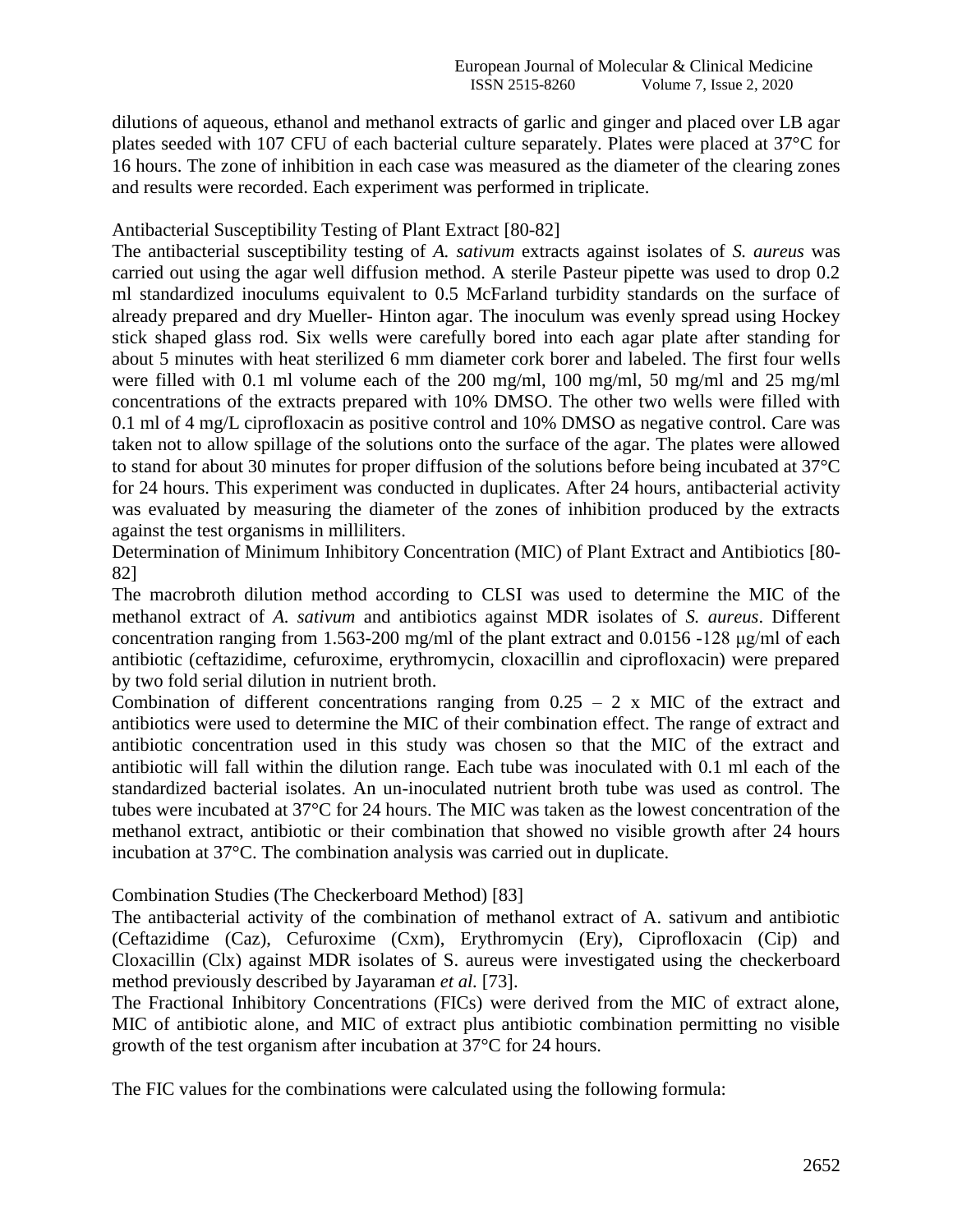dilutions of aqueous, ethanol and methanol extracts of garlic and ginger and placed over LB agar plates seeded with 107 CFU of each bacterial culture separately. Plates were placed at 37°C for 16 hours. The zone of inhibition in each case was measured as the diameter of the clearing zones and results were recorded. Each experiment was performed in triplicate.

## Antibacterial Susceptibility Testing of Plant Extract [80-82]

The antibacterial susceptibility testing of *A. sativum* extracts against isolates of *S. aureus* was carried out using the agar well diffusion method. A sterile Pasteur pipette was used to drop 0.2 ml standardized inoculums equivalent to 0.5 McFarland turbidity standards on the surface of already prepared and dry Mueller- Hinton agar. The inoculum was evenly spread using Hockey stick shaped glass rod. Six wells were carefully bored into each agar plate after standing for about 5 minutes with heat sterilized 6 mm diameter cork borer and labeled. The first four wells were filled with 0.1 ml volume each of the 200 mg/ml, 100 mg/ml, 50 mg/ml and 25 mg/ml concentrations of the extracts prepared with 10% DMSO. The other two wells were filled with 0.1 ml of 4 mg/L ciprofloxacin as positive control and 10% DMSO as negative control. Care was taken not to allow spillage of the solutions onto the surface of the agar. The plates were allowed to stand for about 30 minutes for proper diffusion of the solutions before being incubated at 37°C for 24 hours. This experiment was conducted in duplicates. After 24 hours, antibacterial activity was evaluated by measuring the diameter of the zones of inhibition produced by the extracts against the test organisms in milliliters.

## Determination of Minimum Inhibitory Concentration (MIC) of Plant Extract and Antibiotics [80-82]

The macrobroth dilution method according to CLSI was used to determine the MIC of the methanol extract of *A. sativum* and antibiotics against MDR isolates of *S. aureus*. Different concentration ranging from 1.563-200 mg/ml of the plant extract and 0.0156 -128 μg/ml of each antibiotic (ceftazidime, cefuroxime, erythromycin, cloxacillin and ciprofloxacin) were prepared by two fold serial dilution in nutrient broth.

Combination of different concentrations ranging from 0.25 – 2 x MIC of the extract and antibiotics were used to determine the MIC of their combination effect. The range of extract and antibiotic concentration used in this study was chosen so that the MIC of the extract and antibiotic will fall within the dilution range. Each tube was inoculated with 0.1 ml each of the standardized bacterial isolates. An un-inoculated nutrient broth tube was used as control. The tubes were incubated at 37°C for 24 hours. The MIC was taken as the lowest concentration of the methanol extract, antibiotic or their combination that showed no visible growth after 24 hours incubation at 37°C. The combination analysis was carried out in duplicate.

## Combination Studies (The Checkerboard Method) [83]

The antibacterial activity of the combination of methanol extract of A. sativum and antibiotic (Ceftazidime (Caz), Cefuroxime (Cxm), Erythromycin (Ery), Ciprofloxacin (Cip) and Cloxacillin (Clx) against MDR isolates of S. aureus were investigated using the checkerboard method previously described by Jayaraman *et al.* [73].

The Fractional Inhibitory Concentrations (FICs) were derived from the MIC of extract alone, MIC of antibiotic alone, and MIC of extract plus antibiotic combination permitting no visible growth of the test organism after incubation at 37°C for 24 hours.

The FIC values for the combinations were calculated using the following formula: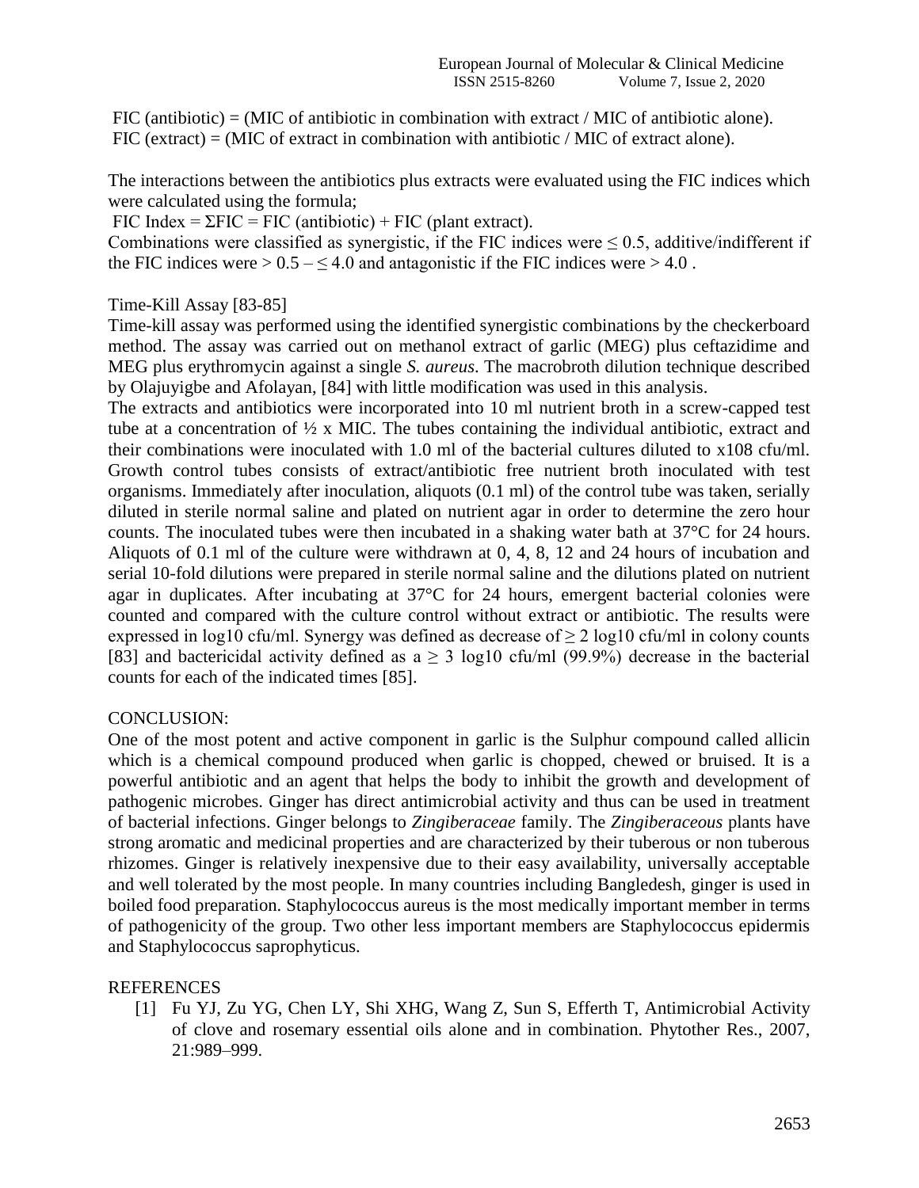FIC (antibiotic) = (MIC of antibiotic in combination with extract / MIC of antibiotic alone).
FIC (extract) = (MIC of extract in combination with antibiotic / MIC of extract alone).

The interactions between the antibiotics plus extracts were evaluated using the FIC indices which were calculated using the formula;

FIC Index = ΣFIC = FIC (antibiotic) + FIC (plant extract).

Combinations were classified as synergistic, if the FIC indices were ≤ 0.5, additive/indifferent if the FIC indices were > 0.5 – ≤ 4.0 and antagonistic if the FIC indices were > 4.0 .

Time-Kill Assay [83-85]

Time-kill assay was performed using the identified synergistic combinations by the checkerboard method. The assay was carried out on methanol extract of garlic (MEG) plus ceftazidime and MEG plus erythromycin against a single *S. aureus*. The macrobroth dilution technique described by Olajuyigbe and Afolayan, [84] with little modification was used in this analysis.

The extracts and antibiotics were incorporated into 10 ml nutrient broth in a screw-capped test tube at a concentration of ½ x MIC. The tubes containing the individual antibiotic, extract and their combinations were inoculated with 1.0 ml of the bacterial cultures diluted to x108 cfu/ml. Growth control tubes consists of extract/antibiotic free nutrient broth inoculated with test organisms. Immediately after inoculation, aliquots (0.1 ml) of the control tube was taken, serially diluted in sterile normal saline and plated on nutrient agar in order to determine the zero hour counts. The inoculated tubes were then incubated in a shaking water bath at 37°C for 24 hours. Aliquots of 0.1 ml of the culture were withdrawn at 0, 4, 8, 12 and 24 hours of incubation and serial 10-fold dilutions were prepared in sterile normal saline and the dilutions plated on nutrient agar in duplicates. After incubating at 37°C for 24 hours, emergent bacterial colonies were counted and compared with the culture control without extract or antibiotic. The results were expressed in log10 cfu/ml. Synergy was defined as decrease of ≥ 2 log10 cfu/ml in colony counts [83] and bactericidal activity defined as a ≥ 3 log10 cfu/ml (99.9%) decrease in the bacterial counts for each of the indicated times [85].

## CONCLUSION:

One of the most potent and active component in garlic is the Sulphur compound called allicin which is a chemical compound produced when garlic is chopped, chewed or bruised. It is a powerful antibiotic and an agent that helps the body to inhibit the growth and development of pathogenic microbes. Ginger has direct antimicrobial activity and thus can be used in treatment of bacterial infections. Ginger belongs to *Zingiberaceae* family. The *Zingiberaceous* plants have strong aromatic and medicinal properties and are characterized by their tuberous or non tuberous rhizomes. Ginger is relatively inexpensive due to their easy availability, universally acceptable and well tolerated by the most people. In many countries including Bangledesh, ginger is used in boiled food preparation. Staphylococcus aureus is the most medically important member in terms of pathogenicity of the group. Two other less important members are Staphylococcus epidermis and Staphylococcus saprophyticus.

## REFERENCES

[1] Fu YJ, Zu YG, Chen LY, Shi XHG, Wang Z, Sun S, Efferth T, Antimicrobial Activity of clove and rosemary essential oils alone and in combination. Phytother Res., 2007, 21:989–999.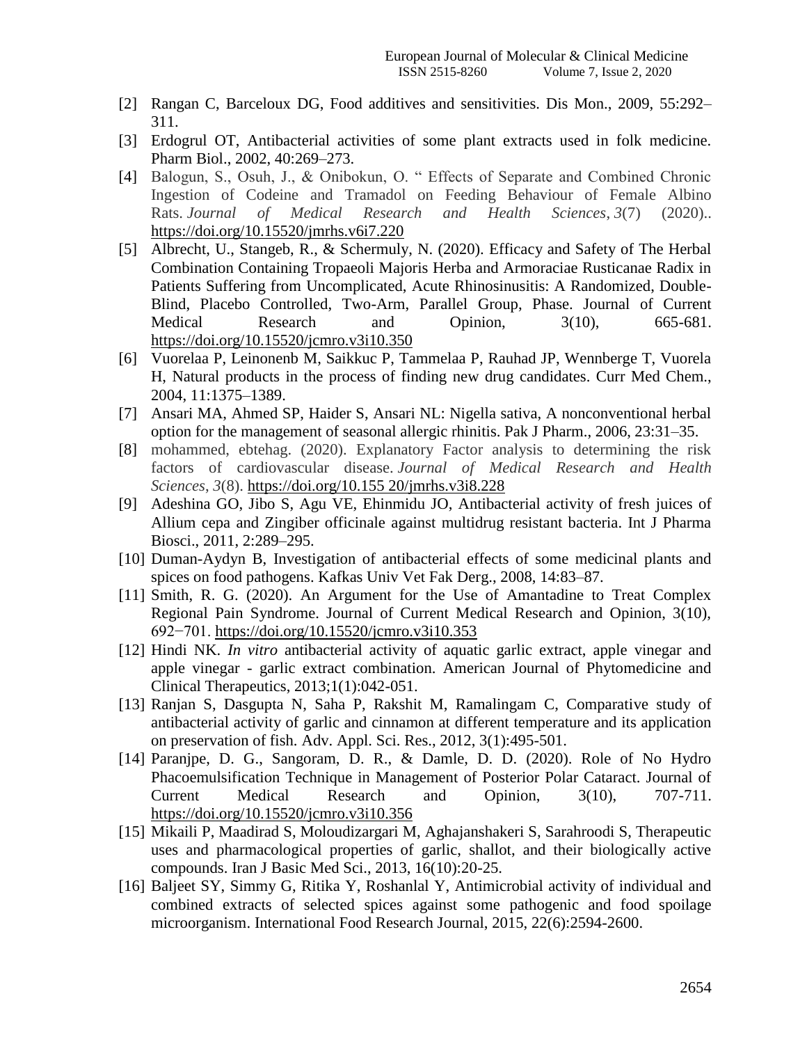[2] Rangan C, Barceloux DG, Food additives and sensitivities. Dis Mon., 2009, 55:292–311.

[3] Erdogrul OT, Antibacterial activities of some plant extracts used in folk medicine. Pharm Biol., 2002, 40:269–273.

[4] Balogun, S., Osuh, J., & Onibokun, O. " Effects of Separate and Combined Chronic Ingestion of Codeine and Tramadol on Feeding Behaviour of Female Albino Rats. *Journal of Medical Research and Health Sciences*, *3*(7) (2020).. https://doi.org/10.15520/jmrhs.v6i7.220

[5] Albrecht, U., Stangeb, R., & Schermuly, N. (2020). Efficacy and Safety of The Herbal Combination Containing Tropaeoli Majoris Herba and Armoraciae Rusticanae Radix in Patients Suffering from Uncomplicated, Acute Rhinosinusitis: A Randomized, Double-Blind, Placebo Controlled, Two-Arm, Parallel Group, Phase. Journal of Current Medical Research and Opinion, 3(10), 665-681. https://doi.org/10.15520/jcmro.v3i10.350

[6] Vuorelaa P, Leinonenb M, Saikkuc P, Tammelaa P, Rauhad JP, Wennberge T, Vuorela H, Natural products in the process of finding new drug candidates. Curr Med Chem., 2004, 11:1375–1389.

[7] Ansari MA, Ahmed SP, Haider S, Ansari NL: Nigella sativa, A nonconventional herbal option for the management of seasonal allergic rhinitis. Pak J Pharm., 2006, 23:31–35.

[8] mohammed, ebtehag. (2020). Explanatory Factor analysis to determining the risk factors of cardiovascular disease. *Journal of Medical Research and Health Sciences*, *3*(8). https://doi.org/10.155 20/jmrhs.v3i8.228

[9] Adeshina GO, Jibo S, Agu VE, Ehinmidu JO, Antibacterial activity of fresh juices of Allium cepa and Zingiber officinale against multidrug resistant bacteria. Int J Pharma Biosci., 2011, 2:289–295.

[10] Duman-Aydyn B, Investigation of antibacterial effects of some medicinal plants and spices on food pathogens. Kafkas Univ Vet Fak Derg., 2008, 14:83–87.

[11] Smith, R. G. (2020). An Argument for the Use of Amantadine to Treat Complex Regional Pain Syndrome. Journal of Current Medical Research and Opinion, 3(10), 692−701. https://doi.org/10.15520/jcmro.v3i10.353

[12] Hindi NK. *In vitro* antibacterial activity of aquatic garlic extract, apple vinegar and apple vinegar - garlic extract combination. American Journal of Phytomedicine and Clinical Therapeutics, 2013;1(1):042-051.

[13] Ranjan S, Dasgupta N, Saha P, Rakshit M, Ramalingam C, Comparative study of antibacterial activity of garlic and cinnamon at different temperature and its application on preservation of fish. Adv. Appl. Sci. Res., 2012, 3(1):495-501.

[14] Paranjpe, D. G., Sangoram, D. R., & Damle, D. D. (2020). Role of No Hydro Phacoemulsification Technique in Management of Posterior Polar Cataract. Journal of Current Medical Research and Opinion, 3(10), 707-711. https://doi.org/10.15520/jcmro.v3i10.356

[15] Mikaili P, Maadirad S, Moloudizargari M, Aghajanshakeri S, Sarahroodi S, Therapeutic uses and pharmacological properties of garlic, shallot, and their biologically active compounds. Iran J Basic Med Sci., 2013, 16(10):20-25.

[16] Baljeet SY, Simmy G, Ritika Y, Roshanlal Y, Antimicrobial activity of individual and combined extracts of selected spices against some pathogenic and food spoilage microorganism. International Food Research Journal, 2015, 22(6):2594-2600.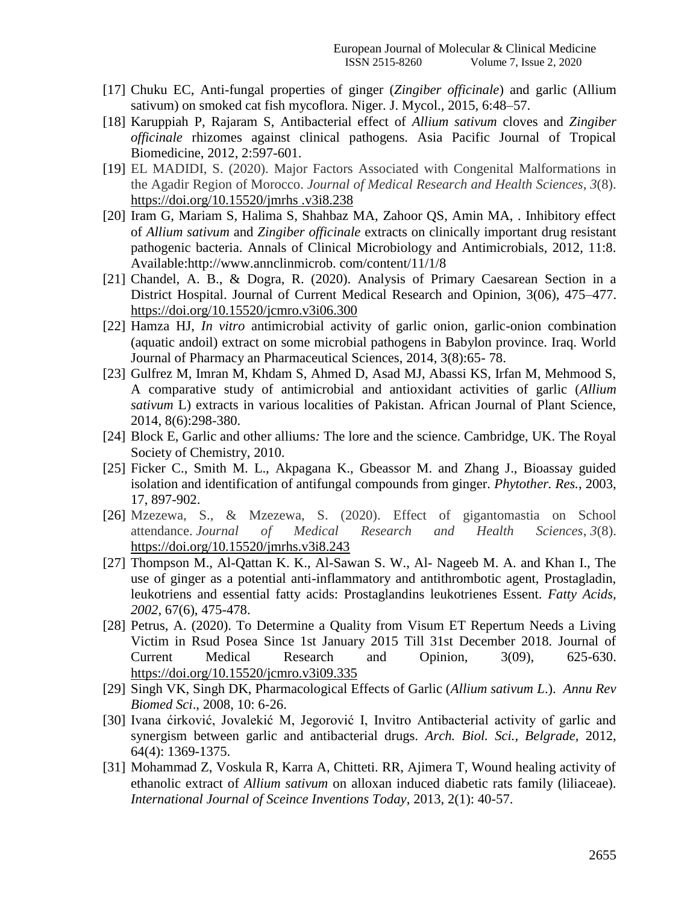[17] Chuku EC, Anti-fungal properties of ginger (*Zingiber officinale*) and garlic (Allium sativum) on smoked cat fish mycoflora. Niger. J. Mycol., 2015, 6:48–57.

[18] Karuppiah P, Rajaram S, Antibacterial effect of *Allium sativum* cloves and *Zingiber officinale* rhizomes against clinical pathogens. Asia Pacific Journal of Tropical Biomedicine, 2012, 2:597-601.

[19] EL MADIDI, S. (2020). Major Factors Associated with Congenital Malformations in the Agadir Region of Morocco. *Journal of Medical Research and Health Sciences*, *3*(8). https://doi.org/10.15520/jmrhs .v3i8.238

[20] Iram G, Mariam S, Halima S, Shahbaz MA, Zahoor QS, Amin MA, . Inhibitory effect of *Allium sativum* and *Zingiber officinale* extracts on clinically important drug resistant pathogenic bacteria. Annals of Clinical Microbiology and Antimicrobials, 2012, 11:8. Available:http://www.annclinmicrob. com/content/11/1/8

[21] Chandel, A. B., & Dogra, R. (2020). Analysis of Primary Caesarean Section in a District Hospital. Journal of Current Medical Research and Opinion, 3(06), 475–477. https://doi.org/10.15520/jcmro.v3i06.300

[22] Hamza HJ, *In vitro* antimicrobial activity of garlic onion, garlic-onion combination (aquatic andoil) extract on some microbial pathogens in Babylon province. Iraq. World Journal of Pharmacy an Pharmaceutical Sciences, 2014, 3(8):65- 78.

[23] Gulfrez M, Imran M, Khdam S, Ahmed D, Asad MJ, Abassi KS, Irfan M, Mehmood S, A comparative study of antimicrobial and antioxidant activities of garlic (*Allium sativum* L) extracts in various localities of Pakistan. African Journal of Plant Science, 2014, 8(6):298-380.

[24] Block E, Garlic and other alliums*:* The lore and the science. Cambridge, UK. The Royal Society of Chemistry, 2010.

[25] Ficker C., Smith M. L., Akpagana K., Gbeassor M. and Zhang J., Bioassay guided isolation and identification of antifungal compounds from ginger. *Phytother. Res.*, 2003, 17, 897-902.

[26] Mzezewa, S., & Mzezewa, S. (2020). Effect of gigantomastia on School attendance. *Journal of Medical Research and Health Sciences*, *3*(8). https://doi.org/10.15520/jmrhs.v3i8.243

[27] Thompson M., Al-Qattan K. K., Al-Sawan S. W., Al- Nageeb M. A. and Khan I., The use of ginger as a potential anti-inflammatory and antithrombotic agent, Prostagladin, leukotriens and essential fatty acids: Prostaglandins leukotrienes Essent. *Fatty Acids, 2002,* 67(6), 475-478.

[28] Petrus, A. (2020). To Determine a Quality from Visum ET Repertum Needs a Living Victim in Rsud Posea Since 1st January 2015 Till 31st December 2018. Journal of Current Medical Research and Opinion, 3(09), 625-630. https://doi.org/10.15520/jcmro.v3i09.335

[29] Singh VK, Singh DK, Pharmacological Effects of Garlic (*Allium sativum L*.). *Annu Rev Biomed Sci*., 2008, 10: 6-26.

[30] Ivana ćirković, Jovalekić M, Jegorović I, Invitro Antibacterial activity of garlic and synergism between garlic and antibacterial drugs. *Arch. Biol. Sci., Belgrade,* 2012, 64(4): 1369-1375.

[31] Mohammad Z, Voskula R, Karra A, Chitteti. RR, Ajimera T, Wound healing activity of ethanolic extract of *Allium sativum* on alloxan induced diabetic rats family (liliaceae). *International Journal of Sceince Inventions Today*, 2013, 2(1): 40-57.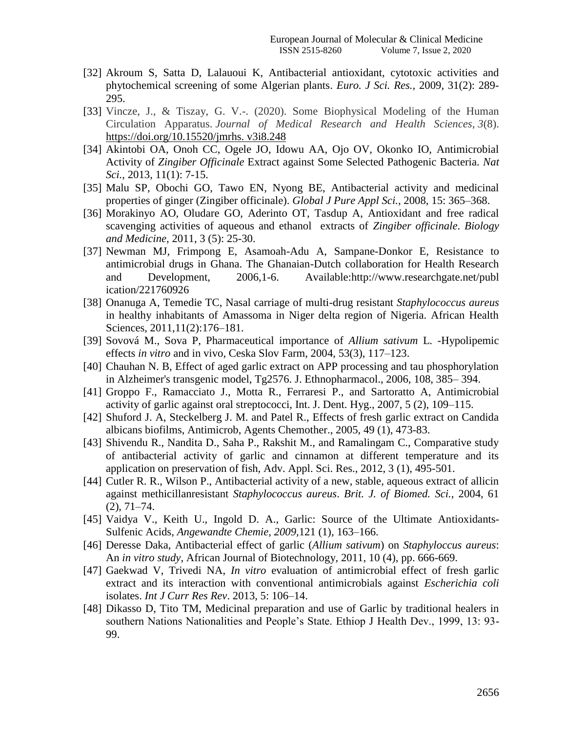[32] Akroum S, Satta D, Lalauoui K, Antibacterial antioxidant, cytotoxic activities and phytochemical screening of some Algerian plants. *Euro. J Sci. Res.,* 2009, 31(2): 289-295.

[33] Vincze, J., & Tiszay, G. V.-. (2020). Some Biophysical Modeling of the Human Circulation Apparatus. *Journal of Medical Research and Health Sciences*, *3*(8). https://doi.org/10.15520/jmrhs. v3i8.248

[34] Akintobi OA, Onoh CC, Ogele JO, Idowu AA, Ojo OV, Okonko IO, Antimicrobial Activity of *Zingiber Officinale* Extract against Some Selected Pathogenic Bacteria. *Nat Sci.,* 2013, 11(1): 7-15.

[35] Malu SP, Obochi GO, Tawo EN, Nyong BE, Antibacterial activity and medicinal properties of ginger (Zingiber officinale). *Global J Pure Appl Sci.,* 2008, 15: 365–368.

[36] Morakinyo AO, Oludare GO, Aderinto OT, Tasdup A, Antioxidant and free radical scavenging activities of aqueous and ethanol extracts of *Zingiber officinale*. *Biology and Medicine,* 2011, 3 (5): 25-30.

[37] Newman MJ, Frimpong E, Asamoah-Adu A, Sampane-Donkor E, Resistance to antimicrobial drugs in Ghana. The Ghanaian-Dutch collaboration for Health Research and Development, 2006,1-6. Available:http://www.researchgate.net/publication/221760926

[38] Onanuga A, Temedie TC, Nasal carriage of multi-drug resistant *Staphylococcus aureus* in healthy inhabitants of Amassoma in Niger delta region of Nigeria. African Health Sciences, 2011,11(2):176–181.

[39] Sovová M., Sova P, Pharmaceutical importance of *Allium sativum* L. -Hypolipemic effects *in vitro* and in vivo, Ceska Slov Farm, 2004, 53(3), 117–123.

[40] Chauhan N. B, Effect of aged garlic extract on APP processing and tau phosphorylation in Alzheimer's transgenic model, Tg2576. J. Ethnopharmacol., 2006, 108, 385– 394.

[41] Groppo F., Ramacciato J., Motta R., Ferraresi P., and Sartoratto A, Antimicrobial activity of garlic against oral streptococci, Int. J. Dent. Hyg., 2007, 5 (2), 109–115.

[42] Shuford J. A, Steckelberg J. M. and Patel R., Effects of fresh garlic extract on Candida albicans biofilms, Antimicrob, Agents Chemother., 2005, 49 (1), 473-83.

[43] Shivendu R., Nandita D., Saha P., Rakshit M., and Ramalingam C., Comparative study of antibacterial activity of garlic and cinnamon at different temperature and its application on preservation of fish, Adv. Appl. Sci. Res., 2012, 3 (1), 495-501.

[44] Cutler R. R., Wilson P., Antibacterial activity of a new, stable, aqueous extract of allicin against methicillanresistant *Staphylococcus aureus*. *Brit. J. of Biomed. Sci.*, 2004, 61 (2), 71–74.

[45] Vaidya V., Keith U., Ingold D. A., Garlic: Source of the Ultimate Antioxidants-Sulfenic Acids, *Angewandte Chemie, 2009,*121 (1), 163–166.

[46] Deresse Daka, Antibacterial effect of garlic (*Allium sativum*) on *Staphyloccus aureus*: An *in vitro study*, African Journal of Biotechnology, 2011, 10 (4), pp. 666-669.

[47] Gaekwad V, Trivedi NA, *In vitro* evaluation of antimicrobial effect of fresh garlic extract and its interaction with conventional antimicrobials against *Escherichia coli* isolates. *Int J Curr Res Rev*. 2013, 5: 106–14.

[48] Dikasso D, Tito TM, Medicinal preparation and use of Garlic by traditional healers in southern Nations Nationalities and People's State. Ethiop J Health Dev., 1999, 13: 93-99.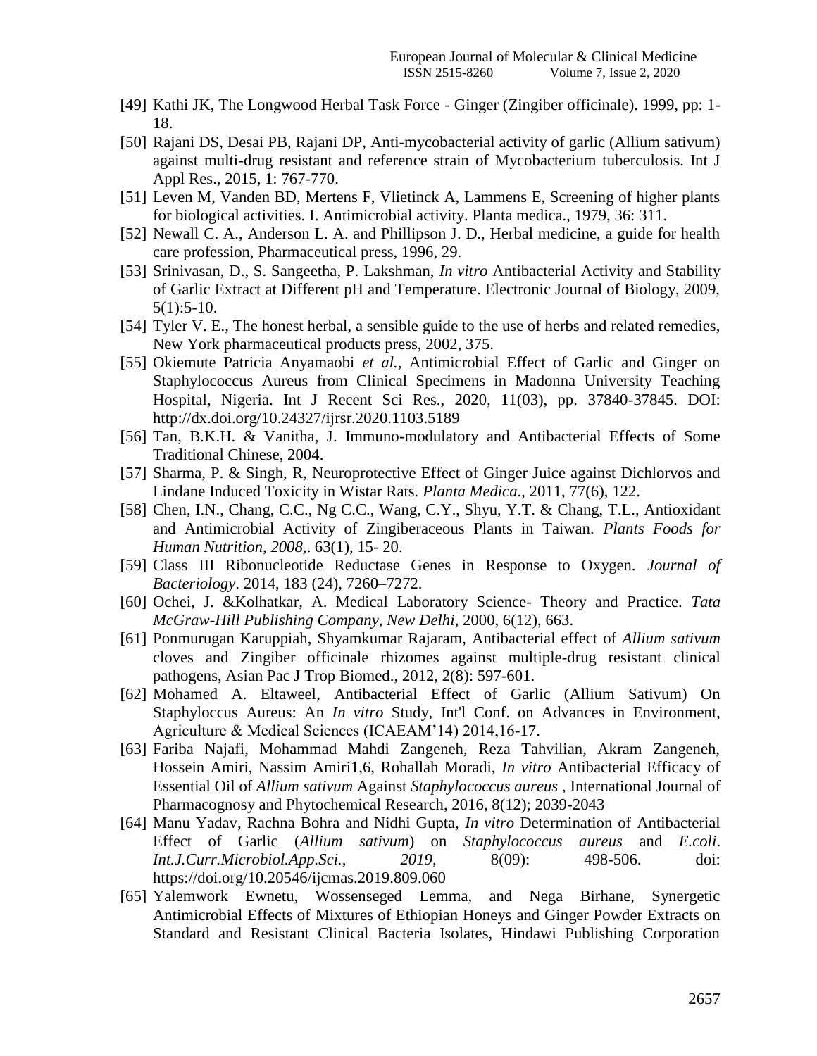[49] Kathi JK, The Longwood Herbal Task Force - Ginger (Zingiber officinale). 1999, pp: 1-18.

[50] Rajani DS, Desai PB, Rajani DP, Anti-mycobacterial activity of garlic (Allium sativum) against multi-drug resistant and reference strain of Mycobacterium tuberculosis. Int J Appl Res., 2015, 1: 767-770.

[51] Leven M, Vanden BD, Mertens F, Vlietinck A, Lammens E, Screening of higher plants for biological activities. I. Antimicrobial activity. Planta medica., 1979, 36: 311.

[52] Newall C. A., Anderson L. A. and Phillipson J. D., Herbal medicine, a guide for health care profession, Pharmaceutical press, 1996, 29.

[53] Srinivasan, D., S. Sangeetha, P. Lakshman, *In vitro* Antibacterial Activity and Stability of Garlic Extract at Different pH and Temperature. Electronic Journal of Biology, 2009, 5(1):5-10.

[54] Tyler V. E., The honest herbal, a sensible guide to the use of herbs and related remedies, New York pharmaceutical products press, 2002, 375.

[55] Okiemute Patricia Anyamaobi *et al.*, Antimicrobial Effect of Garlic and Ginger on Staphylococcus Aureus from Clinical Specimens in Madonna University Teaching Hospital, Nigeria. Int J Recent Sci Res., 2020, 11(03), pp. 37840-37845. DOI: http://dx.doi.org/10.24327/ijrsr.2020.1103.5189

[56] Tan, B.K.H. & Vanitha, J. Immuno-modulatory and Antibacterial Effects of Some Traditional Chinese, 2004.

[57] Sharma, P. & Singh, R, Neuroprotective Effect of Ginger Juice against Dichlorvos and Lindane Induced Toxicity in Wistar Rats. *Planta Medica*., 2011, 77(6), 122.

[58] Chen, I.N., Chang, C.C., Ng C.C., Wang, C.Y., Shyu, Y.T. & Chang, T.L., Antioxidant and Antimicrobial Activity of Zingiberaceous Plants in Taiwan. *Plants Foods for Human Nutrition, 2008*,. 63(1), 15- 20.

[59] Class III Ribonucleotide Reductase Genes in Response to Oxygen. *Journal of Bacteriology*. 2014, 183 (24), 7260–7272.

[60] Ochei, J. &Kolhatkar, A. Medical Laboratory Science- Theory and Practice. *Tata McGraw-Hill Publishing Company, New Delhi*, 2000, 6(12), 663.

[61] Ponmurugan Karuppiah, Shyamkumar Rajaram, Antibacterial effect of *Allium sativum* cloves and Zingiber officinale rhizomes against multiple-drug resistant clinical pathogens, Asian Pac J Trop Biomed., 2012, 2(8): 597-601.

[62] Mohamed A. Eltaweel, Antibacterial Effect of Garlic (Allium Sativum) On Staphyloccus Aureus: An *In vitro* Study, Int'l Conf. on Advances in Environment, Agriculture & Medical Sciences (ICAEAM'14) 2014,16-17.

[63] Fariba Najafi, Mohammad Mahdi Zangeneh, Reza Tahvilian, Akram Zangeneh, Hossein Amiri, Nassim Amiri1,6, Rohallah Moradi, *In vitro* Antibacterial Efficacy of Essential Oil of *Allium sativum* Against *Staphylococcus aureus* , International Journal of Pharmacognosy and Phytochemical Research, 2016, 8(12); 2039-2043

[64] Manu Yadav, Rachna Bohra and Nidhi Gupta, *In vitro* Determination of Antibacterial Effect of Garlic (*Allium sativum*) on *Staphylococcus aureus* and *E.coli*. *Int.J.Curr.Microbiol.App.Sci., 2019*, 8(09): 498-506. doi: https://doi.org/10.20546/ijcmas.2019.809.060

[65] Yalemwork Ewnetu, Wossenseged Lemma, and Nega Birhane, Synergetic Antimicrobial Effects of Mixtures of Ethiopian Honeys and Ginger Powder Extracts on Standard and Resistant Clinical Bacteria Isolates, Hindawi Publishing Corporation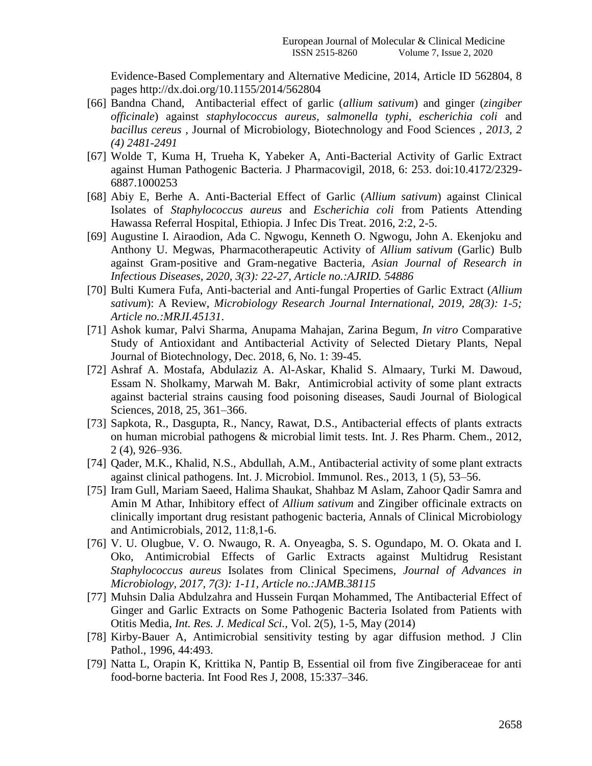Evidence-Based Complementary and Alternative Medicine, 2014, Article ID 562804, 8 pages http://dx.doi.org/10.1155/2014/562804

[66] Bandna Chand, Antibacterial effect of garlic (*allium sativum*) and ginger (*zingiber officinale*) against *staphylococcus aureus, salmonella typhi, escherichia coli* and *bacillus cereus* , Journal of Microbiology, Biotechnology and Food Sciences , *2013, 2 (4) 2481-2491*

[67] Wolde T, Kuma H, Trueha K, Yabeker A, Anti-Bacterial Activity of Garlic Extract against Human Pathogenic Bacteria. J Pharmacovigil, 2018, 6: 253. doi:10.4172/2329-6887.1000253

[68] Abiy E, Berhe A. Anti-Bacterial Effect of Garlic (*Allium sativum*) against Clinical Isolates of *Staphylococcus aureus* and *Escherichia coli* from Patients Attending Hawassa Referral Hospital, Ethiopia. J Infec Dis Treat. 2016, 2:2, 2-5.

[69] Augustine I. Airaodion, Ada C. Ngwogu, Kenneth O. Ngwogu, John A. Ekenjoku and Anthony U. Megwas, Pharmacotherapeutic Activity of *Allium sativum* (Garlic) Bulb against Gram-positive and Gram-negative Bacteria, *Asian Journal of Research in Infectious Diseases, 2020, 3(3): 22-27, Article no.:AJRID. 54886*

[70] Bulti Kumera Fufa, Anti-bacterial and Anti-fungal Properties of Garlic Extract (*Allium sativum*): A Review, *Microbiology Research Journal International, 2019, 28(3): 1-5; Article no.:MRJI.45131*.

[71] Ashok kumar, Palvi Sharma, Anupama Mahajan, Zarina Begum, *In vitro* Comparative Study of Antioxidant and Antibacterial Activity of Selected Dietary Plants, Nepal Journal of Biotechnology, Dec. 2018, 6, No. 1: 39-45.

[72] Ashraf A. Mostafa, Abdulaziz A. Al-Askar, Khalid S. Almaary, Turki M. Dawoud, Essam N. Sholkamy, Marwah M. Bakr, Antimicrobial activity of some plant extracts against bacterial strains causing food poisoning diseases, Saudi Journal of Biological Sciences, 2018, 25, 361–366.

[73] Sapkota, R., Dasgupta, R., Nancy, Rawat, D.S., Antibacterial effects of plants extracts on human microbial pathogens & microbial limit tests. Int. J. Res Pharm. Chem., 2012, 2 (4), 926–936.

[74] Qader, M.K., Khalid, N.S., Abdullah, A.M., Antibacterial activity of some plant extracts against clinical pathogens. Int. J. Microbiol. Immunol. Res., 2013, 1 (5), 53–56.

[75] Iram Gull, Mariam Saeed, Halima Shaukat, Shahbaz M Aslam, Zahoor Qadir Samra and Amin M Athar, Inhibitory effect of *Allium sativum* and Zingiber officinale extracts on clinically important drug resistant pathogenic bacteria, Annals of Clinical Microbiology and Antimicrobials, 2012, 11:8,1-6.

[76] V. U. Olugbue, V. O. Nwaugo, R. A. Onyeagba, S. S. Ogundapo, M. O. Okata and I. Oko, Antimicrobial Effects of Garlic Extracts against Multidrug Resistant *Staphylococcus aureus* Isolates from Clinical Specimens, *Journal of Advances in Microbiology, 2017, 7(3): 1-11, Article no.:JAMB.38115*

[77] Muhsin Dalia Abdulzahra and Hussein Furqan Mohammed, The Antibacterial Effect of Ginger and Garlic Extracts on Some Pathogenic Bacteria Isolated from Patients with Otitis Media, *Int. Res. J. Medical Sci.*, Vol. 2(5), 1-5, May (2014)

[78] Kirby-Bauer A, Antimicrobial sensitivity testing by agar diffusion method. J Clin Pathol., 1996, 44:493.

[79] Natta L, Orapin K, Krittika N, Pantip B, Essential oil from five Zingiberaceae for anti food-borne bacteria. Int Food Res J, 2008, 15:337–346.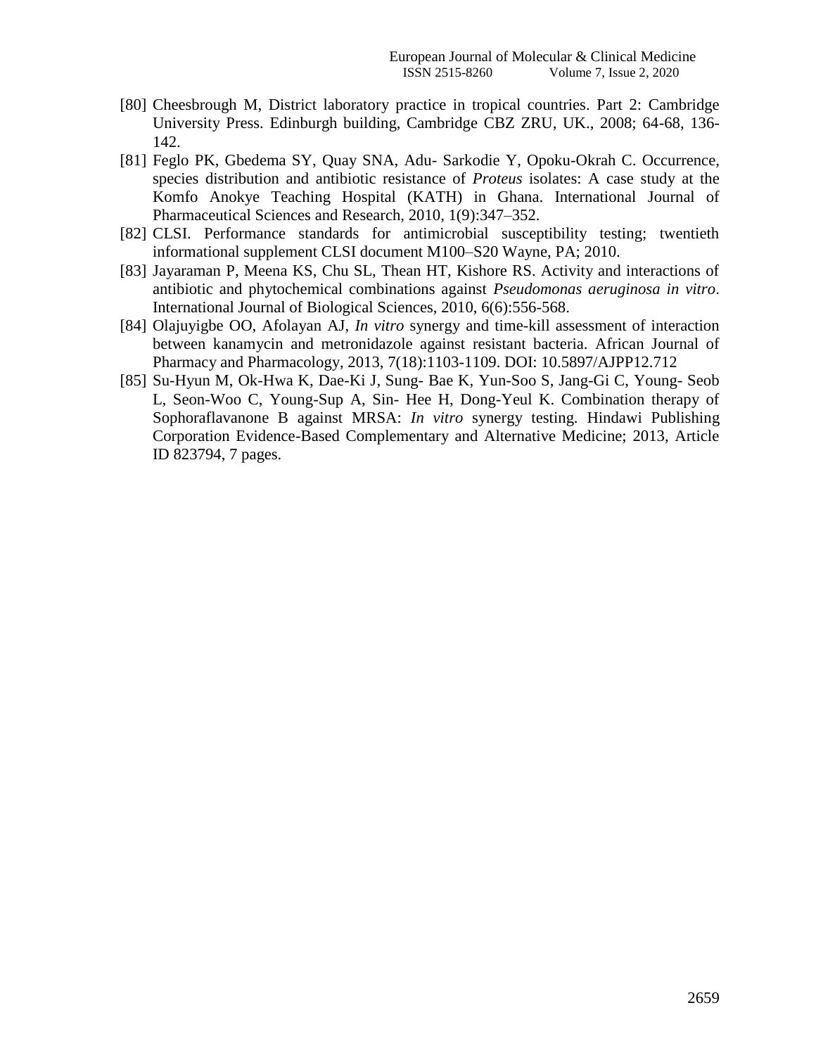[80] Cheesbrough M, District laboratory practice in tropical countries. Part 2: Cambridge University Press. Edinburgh building, Cambridge CBZ ZRU, UK., 2008; 64-68, 136-142.

[81] Feglo PK, Gbedema SY, Quay SNA, Adu- Sarkodie Y, Opoku-Okrah C. Occurrence, species distribution and antibiotic resistance of *Proteus* isolates: A case study at the Komfo Anokye Teaching Hospital (KATH) in Ghana. International Journal of Pharmaceutical Sciences and Research, 2010, 1(9):347–352.

[82] CLSI. Performance standards for antimicrobial susceptibility testing; twentieth informational supplement CLSI document M100–S20 Wayne, PA; 2010.

[83] Jayaraman P, Meena KS, Chu SL, Thean HT, Kishore RS. Activity and interactions of antibiotic and phytochemical combinations against *Pseudomonas aeruginosa in vitro*. International Journal of Biological Sciences, 2010, 6(6):556-568.

[84] Olajuyigbe OO, Afolayan AJ, *In vitro* synergy and time-kill assessment of interaction between kanamycin and metronidazole against resistant bacteria. African Journal of Pharmacy and Pharmacology, 2013, 7(18):1103-1109. DOI: 10.5897/AJPP12.712

[85] Su-Hyun M, Ok-Hwa K, Dae-Ki J, Sung- Bae K, Yun-Soo S, Jang-Gi C, Young- Seob L, Seon-Woo C, Young-Sup A, Sin- Hee H, Dong-Yeul K. Combination therapy of Sophoraflavanone B against MRSA: *In vitro* synergy testing. Hindawi Publishing Corporation Evidence-Based Complementary and Alternative Medicine; 2013, Article ID 823794, 7 pages.